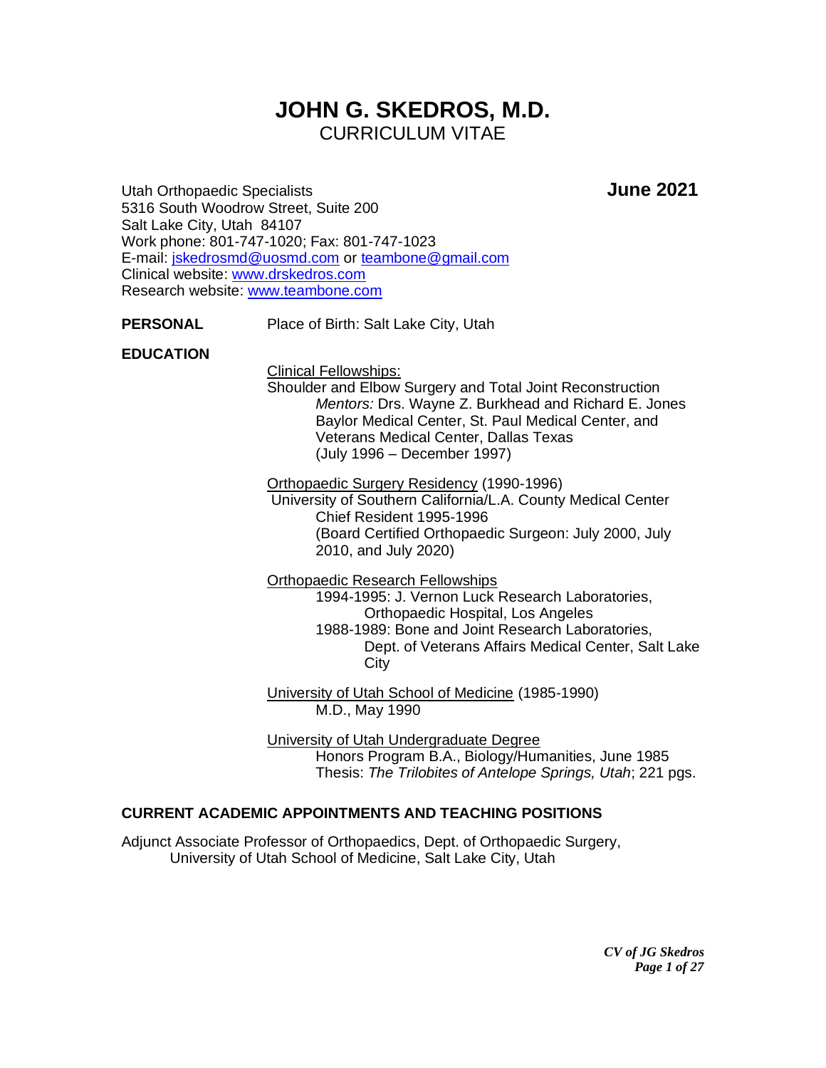# JOHN G. SKEDROS, M.D.

CURRICULUM VITAE

Utah Orthopaedic Specialists **June 2021**
5316 South Woodrow Street, Suite 200
Salt Lake City, Utah 84107
Work phone: 801-747-1020; Fax: 801-747-1023
E-mail: jskedrosmd@uosmd.com or teambone@gmail.com
Clinical website: www.drskedros.com
Research website: www.teambone.com

**PERSONAL** Place of Birth: Salt Lake City, Utah

**EDUCATION**

Clinical Fellowships:
Shoulder and Elbow Surgery and Total Joint Reconstruction
*Mentors:* Drs. Wayne Z. Burkhead and Richard E. Jones
Baylor Medical Center, St. Paul Medical Center, and Veterans Medical Center, Dallas Texas
(July 1996 – December 1997)

Orthopaedic Surgery Residency (1990-1996)
University of Southern California/L.A. County Medical Center
Chief Resident 1995-1996
(Board Certified Orthopaedic Surgeon: July 2000, July 2010, and July 2020)

Orthopaedic Research Fellowships
1994-1995: J. Vernon Luck Research Laboratories, Orthopaedic Hospital, Los Angeles
1988-1989: Bone and Joint Research Laboratories, Dept. of Veterans Affairs Medical Center, Salt Lake City

University of Utah School of Medicine (1985-1990)
M.D., May 1990

University of Utah Undergraduate Degree
Honors Program B.A., Biology/Humanities, June 1985
Thesis: *The Trilobites of Antelope Springs, Utah*; 221 pgs.

## CURRENT ACADEMIC APPOINTMENTS AND TEACHING POSITIONS

Adjunct Associate Professor of Orthopaedics, Dept. of Orthopaedic Surgery, University of Utah School of Medicine, Salt Lake City, Utah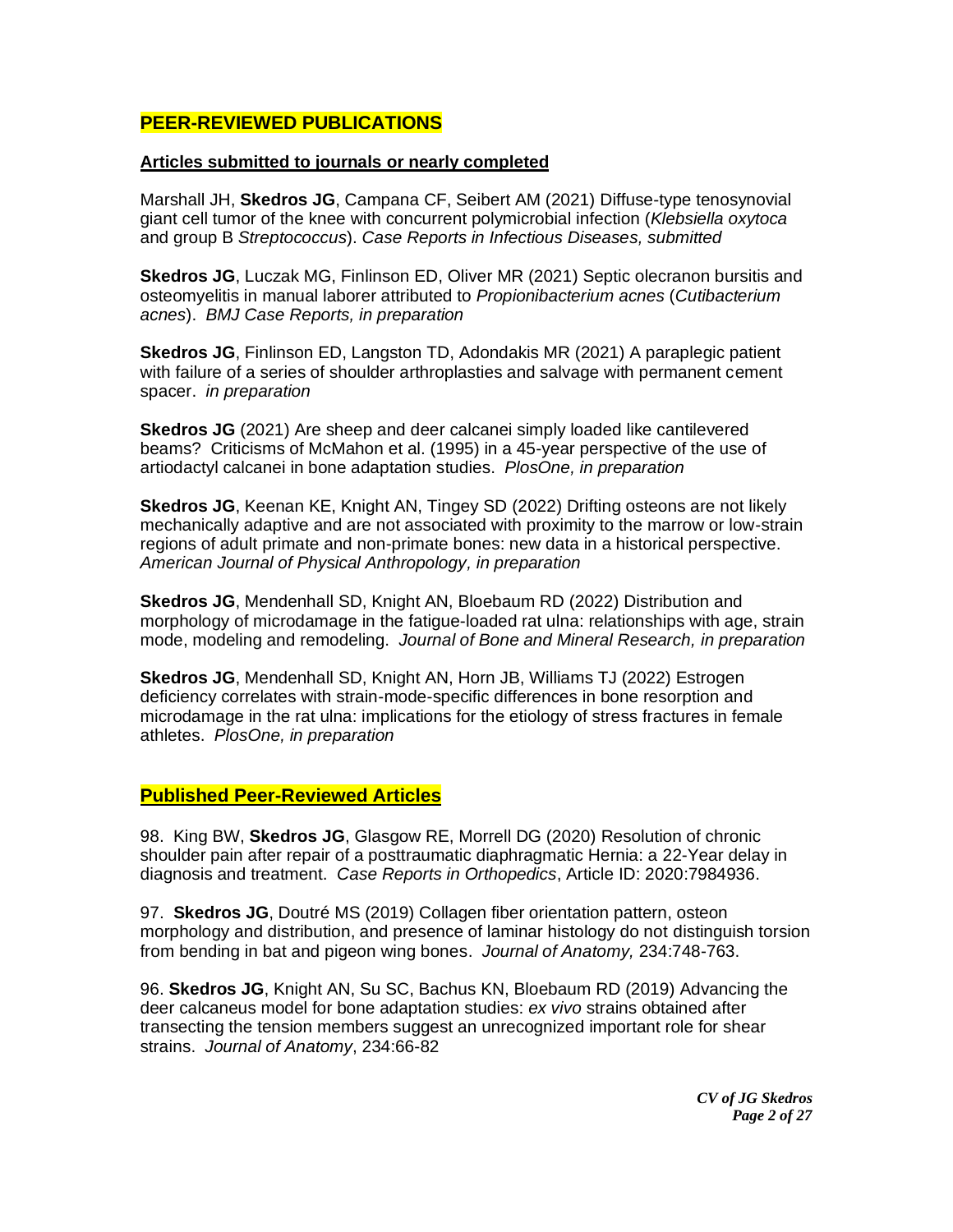## **PEER-REVIEWED PUBLICATIONS**

### **Articles submitted to journals or nearly completed**

Marshall JH, **Skedros JG**, Campana CF, Seibert AM (2021) Diffuse-type tenosynovial giant cell tumor of the knee with concurrent polymicrobial infection (*Klebsiella oxytoca* and group B *Streptococcus*). *Case Reports in Infectious Diseases, submitted*

**Skedros JG**, Luczak MG, Finlinson ED, Oliver MR (2021) Septic olecranon bursitis and osteomyelitis in manual laborer attributed to *Propionibacterium acnes* (*Cutibacterium acnes*). *BMJ Case Reports, in preparation*

**Skedros JG**, Finlinson ED, Langston TD, Adondakis MR (2021) A paraplegic patient with failure of a series of shoulder arthroplasties and salvage with permanent cement spacer. *in preparation*

**Skedros JG** (2021) Are sheep and deer calcanei simply loaded like cantilevered beams? Criticisms of McMahon et al. (1995) in a 45-year perspective of the use of artiodactyl calcanei in bone adaptation studies. *PlosOne, in preparation*

**Skedros JG**, Keenan KE, Knight AN, Tingey SD (2022) Drifting osteons are not likely mechanically adaptive and are not associated with proximity to the marrow or low-strain regions of adult primate and non-primate bones: new data in a historical perspective. *American Journal of Physical Anthropology, in preparation*

**Skedros JG**, Mendenhall SD, Knight AN, Bloebaum RD (2022) Distribution and morphology of microdamage in the fatigue-loaded rat ulna: relationships with age, strain mode, modeling and remodeling. *Journal of Bone and Mineral Research, in preparation*

**Skedros JG**, Mendenhall SD, Knight AN, Horn JB, Williams TJ (2022) Estrogen deficiency correlates with strain-mode-specific differences in bone resorption and microdamage in the rat ulna: implications for the etiology of stress fractures in female athletes. *PlosOne, in preparation*

## **Published Peer-Reviewed Articles**

98. King BW, **Skedros JG**, Glasgow RE, Morrell DG (2020) Resolution of chronic shoulder pain after repair of a posttraumatic diaphragmatic Hernia: a 22-Year delay in diagnosis and treatment. *Case Reports in Orthopedics*, Article ID: 2020:7984936.

97. **Skedros JG**, Doutré MS (2019) Collagen fiber orientation pattern, osteon morphology and distribution, and presence of laminar histology do not distinguish torsion from bending in bat and pigeon wing bones. *Journal of Anatomy,* 234:748-763.

96. **Skedros JG**, Knight AN, Su SC, Bachus KN, Bloebaum RD (2019) Advancing the deer calcaneus model for bone adaptation studies: *ex vivo* strains obtained after transecting the tension members suggest an unrecognized important role for shear strains. *Journal of Anatomy*, 234:66-82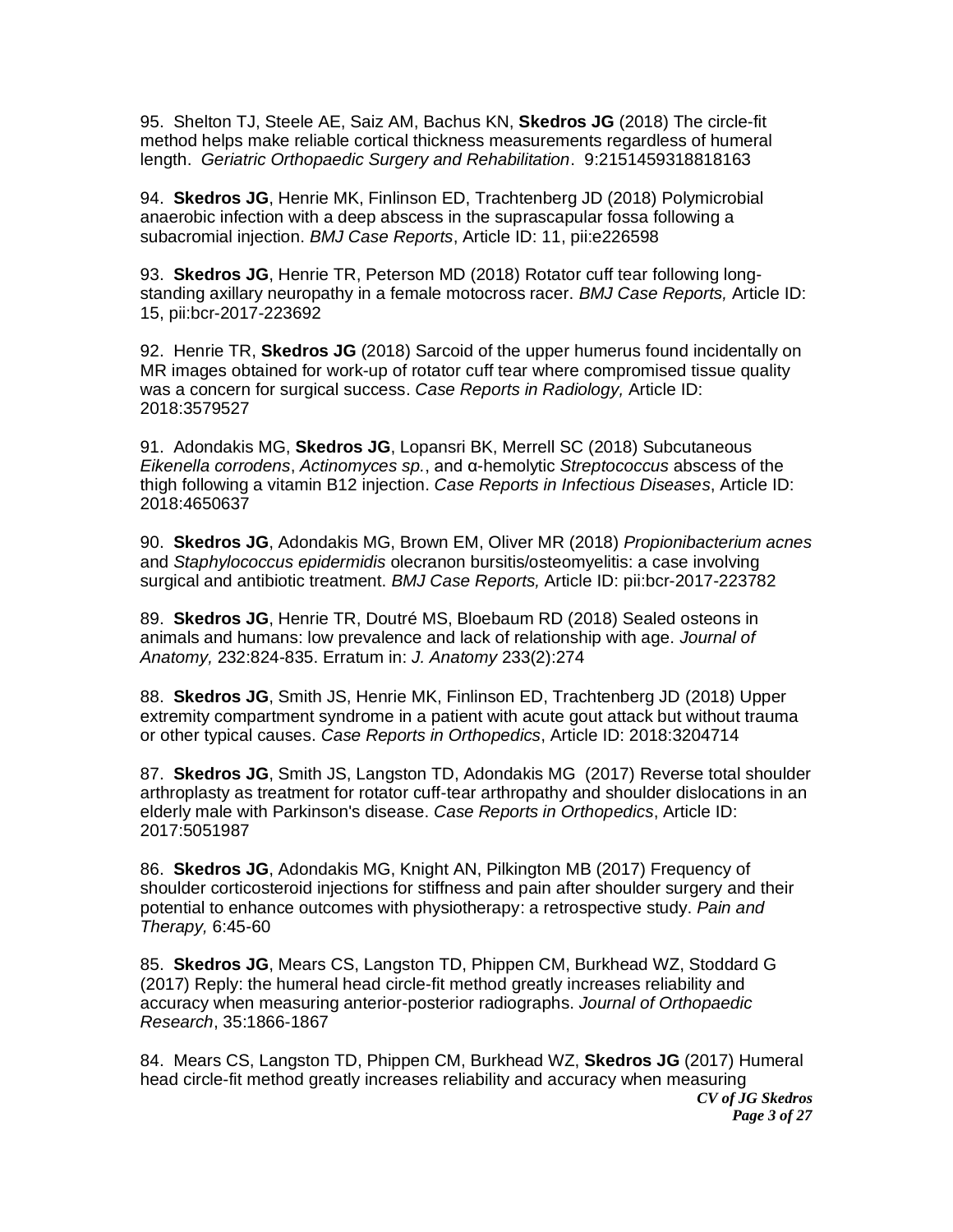95. Shelton TJ, Steele AE, Saiz AM, Bachus KN, **Skedros JG** (2018) The circle-fit method helps make reliable cortical thickness measurements regardless of humeral length. *Geriatric Orthopaedic Surgery and Rehabilitation*. 9:2151459318818163

94. **Skedros JG**, Henrie MK, Finlinson ED, Trachtenberg JD (2018) Polymicrobial anaerobic infection with a deep abscess in the suprascapular fossa following a subacromial injection. *BMJ Case Reports*, Article ID: 11, pii:e226598

93. **Skedros JG**, Henrie TR, Peterson MD (2018) Rotator cuff tear following long-standing axillary neuropathy in a female motocross racer. *BMJ Case Reports,* Article ID: 15, pii:bcr-2017-223692

92. Henrie TR, **Skedros JG** (2018) Sarcoid of the upper humerus found incidentally on MR images obtained for work-up of rotator cuff tear where compromised tissue quality was a concern for surgical success. *Case Reports in Radiology,* Article ID: 2018:3579527

91. Adondakis MG, **Skedros JG**, Lopansri BK, Merrell SC (2018) Subcutaneous *Eikenella corrodens*, *Actinomyces sp.*, and α-hemolytic *Streptococcus* abscess of the thigh following a vitamin B12 injection. *Case Reports in Infectious Diseases*, Article ID: 2018:4650637

90. **Skedros JG**, Adondakis MG, Brown EM, Oliver MR (2018) *Propionibacterium acnes* and *Staphylococcus epidermidis* olecranon bursitis/osteomyelitis: a case involving surgical and antibiotic treatment. *BMJ Case Reports,* Article ID: pii:bcr-2017-223782

89. **Skedros JG**, Henrie TR, Doutré MS, Bloebaum RD (2018) Sealed osteons in animals and humans: low prevalence and lack of relationship with age. *Journal of Anatomy,* 232:824-835. Erratum in: *J. Anatomy* 233(2):274

88. **Skedros JG**, Smith JS, Henrie MK, Finlinson ED, Trachtenberg JD (2018) Upper extremity compartment syndrome in a patient with acute gout attack but without trauma or other typical causes. *Case Reports in Orthopedics*, Article ID: 2018:3204714

87. **Skedros JG**, Smith JS, Langston TD, Adondakis MG (2017) Reverse total shoulder arthroplasty as treatment for rotator cuff-tear arthropathy and shoulder dislocations in an elderly male with Parkinson's disease. *Case Reports in Orthopedics*, Article ID: 2017:5051987

86. **Skedros JG**, Adondakis MG, Knight AN, Pilkington MB (2017) Frequency of shoulder corticosteroid injections for stiffness and pain after shoulder surgery and their potential to enhance outcomes with physiotherapy: a retrospective study. *Pain and Therapy,* 6:45-60

85. **Skedros JG**, Mears CS, Langston TD, Phippen CM, Burkhead WZ, Stoddard G (2017) Reply: the humeral head circle-fit method greatly increases reliability and accuracy when measuring anterior-posterior radiographs. *Journal of Orthopaedic Research*, 35:1866-1867

84. Mears CS, Langston TD, Phippen CM, Burkhead WZ, **Skedros JG** (2017) Humeral head circle-fit method greatly increases reliability and accuracy when measuring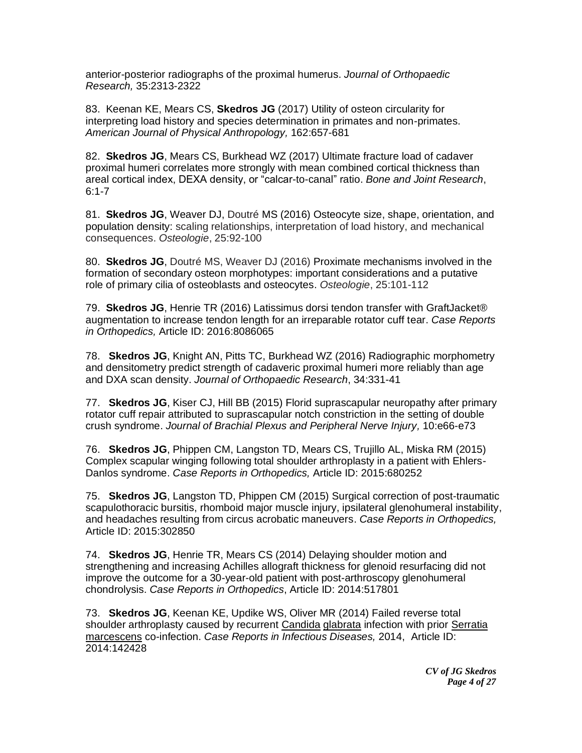anterior-posterior radiographs of the proximal humerus. *Journal of Orthopaedic Research,* 35:2313-2322

83. Keenan KE, Mears CS, **Skedros JG** (2017) Utility of osteon circularity for interpreting load history and species determination in primates and non-primates. *American Journal of Physical Anthropology,* 162:657-681

82. **Skedros JG**, Mears CS, Burkhead WZ (2017) Ultimate fracture load of cadaver proximal humeri correlates more strongly with mean combined cortical thickness than areal cortical index, DEXA density, or "calcar-to-canal" ratio. *Bone and Joint Research*, 6:1-7

81. **Skedros JG**, Weaver DJ, Doutré MS (2016) Osteocyte size, shape, orientation, and population density: scaling relationships, interpretation of load history, and mechanical consequences. *Osteologie*, 25:92-100

80. **Skedros JG**, Doutré MS, Weaver DJ (2016) Proximate mechanisms involved in the formation of secondary osteon morphotypes: important considerations and a putative role of primary cilia of osteoblasts and osteocytes. *Osteologie*, 25:101-112

79. **Skedros JG**, Henrie TR (2016) Latissimus dorsi tendon transfer with GraftJacket® augmentation to increase tendon length for an irreparable rotator cuff tear. *Case Reports in Orthopedics,* Article ID: 2016:8086065

78. **Skedros JG**, Knight AN, Pitts TC, Burkhead WZ (2016) Radiographic morphometry and densitometry predict strength of cadaveric proximal humeri more reliably than age and DXA scan density. *Journal of Orthopaedic Research*, 34:331-41

77. **Skedros JG**, Kiser CJ, Hill BB (2015) Florid suprascapular neuropathy after primary rotator cuff repair attributed to suprascapular notch constriction in the setting of double crush syndrome. *Journal of Brachial Plexus and Peripheral Nerve Injury,* 10:e66-e73

76. **Skedros JG**, Phippen CM, Langston TD, Mears CS, Trujillo AL, Miska RM (2015) Complex scapular winging following total shoulder arthroplasty in a patient with Ehlers-Danlos syndrome. *Case Reports in Orthopedics,* Article ID: 2015:680252

75. **Skedros JG**, Langston TD, Phippen CM (2015) Surgical correction of post-traumatic scapulothoracic bursitis, rhomboid major muscle injury, ipsilateral glenohumeral instability, and headaches resulting from circus acrobatic maneuvers. *Case Reports in Orthopedics,* Article ID: 2015:302850

74. **Skedros JG**, Henrie TR, Mears CS (2014) Delaying shoulder motion and strengthening and increasing Achilles allograft thickness for glenoid resurfacing did not improve the outcome for a 30-year-old patient with post-arthroscopy glenohumeral chondrolysis. *Case Reports in Orthopedics*, Article ID: 2014:517801

73. **Skedros JG**, Keenan KE, Updike WS, Oliver MR (2014) Failed reverse total shoulder arthroplasty caused by recurrent Candida glabrata infection with prior Serratia marcescens co-infection. *Case Reports in Infectious Diseases,* 2014, Article ID: 2014:142428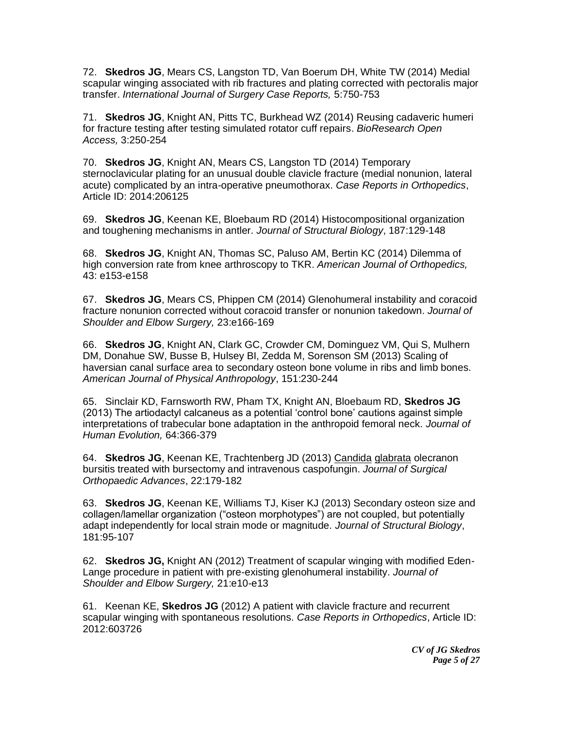72. **Skedros JG**, Mears CS, Langston TD, Van Boerum DH, White TW (2014) Medial scapular winging associated with rib fractures and plating corrected with pectoralis major transfer. *International Journal of Surgery Case Reports,* 5:750-753

71. **Skedros JG**, Knight AN, Pitts TC, Burkhead WZ (2014) Reusing cadaveric humeri for fracture testing after testing simulated rotator cuff repairs. *BioResearch Open Access,* 3:250-254

70. **Skedros JG**, Knight AN, Mears CS, Langston TD (2014) Temporary sternoclavicular plating for an unusual double clavicle fracture (medial nonunion, lateral acute) complicated by an intra-operative pneumothorax. *Case Reports in Orthopedics*, Article ID: 2014:206125

69. **Skedros JG**, Keenan KE, Bloebaum RD (2014) Histocompositional organization and toughening mechanisms in antler. *Journal of Structural Biology*, 187:129-148

68. **Skedros JG**, Knight AN, Thomas SC, Paluso AM, Bertin KC (2014) Dilemma of high conversion rate from knee arthroscopy to TKR. *American Journal of Orthopedics,* 43: e153-e158

67. **Skedros JG**, Mears CS, Phippen CM (2014) Glenohumeral instability and coracoid fracture nonunion corrected without coracoid transfer or nonunion takedown. *Journal of Shoulder and Elbow Surgery,* 23:e166-169

66. **Skedros JG**, Knight AN, Clark GC, Crowder CM, Dominguez VM, Qui S, Mulhern DM, Donahue SW, Busse B, Hulsey BI, Zedda M, Sorenson SM (2013) Scaling of haversian canal surface area to secondary osteon bone volume in ribs and limb bones. *American Journal of Physical Anthropology*, 151:230-244

65. Sinclair KD, Farnsworth RW, Pham TX, Knight AN, Bloebaum RD, **Skedros JG** (2013) The artiodactyl calcaneus as a potential 'control bone' cautions against simple interpretations of trabecular bone adaptation in the anthropoid femoral neck. *Journal of Human Evolution,* 64:366-379

64. **Skedros JG**, Keenan KE, Trachtenberg JD (2013) Candida glabrata olecranon bursitis treated with bursectomy and intravenous caspofungin. *Journal of Surgical Orthopaedic Advances*, 22:179-182

63. **Skedros JG**, Keenan KE, Williams TJ, Kiser KJ (2013) Secondary osteon size and collagen/lamellar organization ("osteon morphotypes") are not coupled, but potentially adapt independently for local strain mode or magnitude. *Journal of Structural Biology*, 181:95-107

62. **Skedros JG,** Knight AN (2012) Treatment of scapular winging with modified Eden-Lange procedure in patient with pre-existing glenohumeral instability. *Journal of Shoulder and Elbow Surgery,* 21:e10-e13

61. Keenan KE, **Skedros JG** (2012) A patient with clavicle fracture and recurrent scapular winging with spontaneous resolutions. *Case Reports in Orthopedics*, Article ID: 2012:603726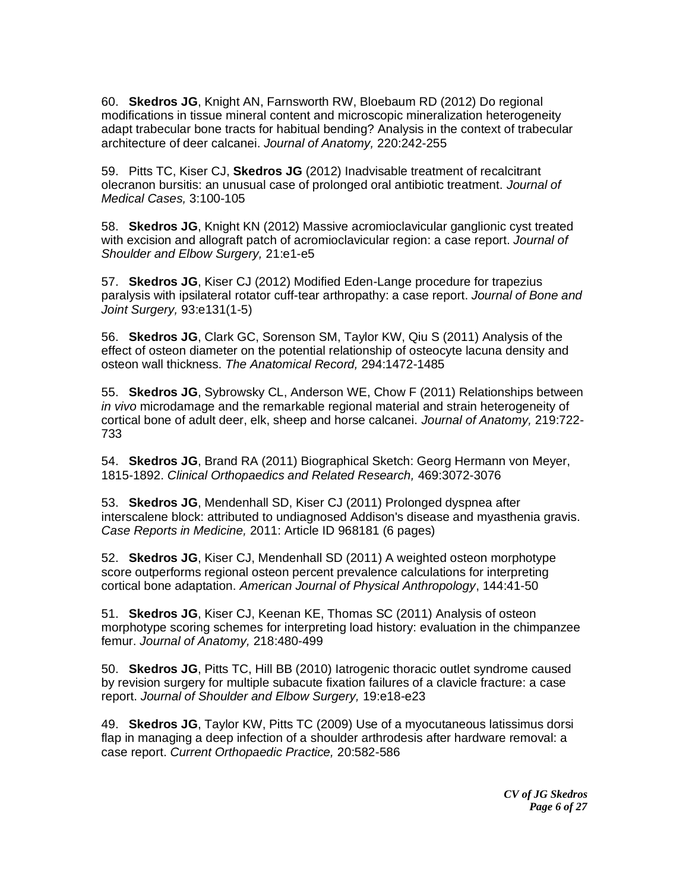60. **Skedros JG**, Knight AN, Farnsworth RW, Bloebaum RD (2012) Do regional modifications in tissue mineral content and microscopic mineralization heterogeneity adapt trabecular bone tracts for habitual bending? Analysis in the context of trabecular architecture of deer calcanei. *Journal of Anatomy,* 220:242-255

59. Pitts TC, Kiser CJ, **Skedros JG** (2012) Inadvisable treatment of recalcitrant olecranon bursitis: an unusual case of prolonged oral antibiotic treatment. *Journal of Medical Cases,* 3:100-105

58. **Skedros JG**, Knight KN (2012) Massive acromioclavicular ganglionic cyst treated with excision and allograft patch of acromioclavicular region: a case report. *Journal of Shoulder and Elbow Surgery,* 21:e1-e5

57. **Skedros JG**, Kiser CJ (2012) Modified Eden-Lange procedure for trapezius paralysis with ipsilateral rotator cuff-tear arthropathy: a case report. *Journal of Bone and Joint Surgery,* 93:e131(1-5)

56. **Skedros JG**, Clark GC, Sorenson SM, Taylor KW, Qiu S (2011) Analysis of the effect of osteon diameter on the potential relationship of osteocyte lacuna density and osteon wall thickness. *The Anatomical Record,* 294:1472-1485

55. **Skedros JG**, Sybrowsky CL, Anderson WE, Chow F (2011) Relationships between *in vivo* microdamage and the remarkable regional material and strain heterogeneity of cortical bone of adult deer, elk, sheep and horse calcanei. *Journal of Anatomy,* 219:722-733

54. **Skedros JG**, Brand RA (2011) Biographical Sketch: Georg Hermann von Meyer, 1815-1892. *Clinical Orthopaedics and Related Research,* 469:3072-3076

53. **Skedros JG**, Mendenhall SD, Kiser CJ (2011) Prolonged dyspnea after interscalene block: attributed to undiagnosed Addison's disease and myasthenia gravis. *Case Reports in Medicine,* 2011: Article ID 968181 (6 pages)

52. **Skedros JG**, Kiser CJ, Mendenhall SD (2011) A weighted osteon morphotype score outperforms regional osteon percent prevalence calculations for interpreting cortical bone adaptation. *American Journal of Physical Anthropology*, 144:41-50

51. **Skedros JG**, Kiser CJ, Keenan KE, Thomas SC (2011) Analysis of osteon morphotype scoring schemes for interpreting load history: evaluation in the chimpanzee femur. *Journal of Anatomy,* 218:480-499

50. **Skedros JG**, Pitts TC, Hill BB (2010) Iatrogenic thoracic outlet syndrome caused by revision surgery for multiple subacute fixation failures of a clavicle fracture: a case report. *Journal of Shoulder and Elbow Surgery,* 19:e18-e23

49. **Skedros JG**, Taylor KW, Pitts TC (2009) Use of a myocutaneous latissimus dorsi flap in managing a deep infection of a shoulder arthrodesis after hardware removal: a case report. *Current Orthopaedic Practice,* 20:582-586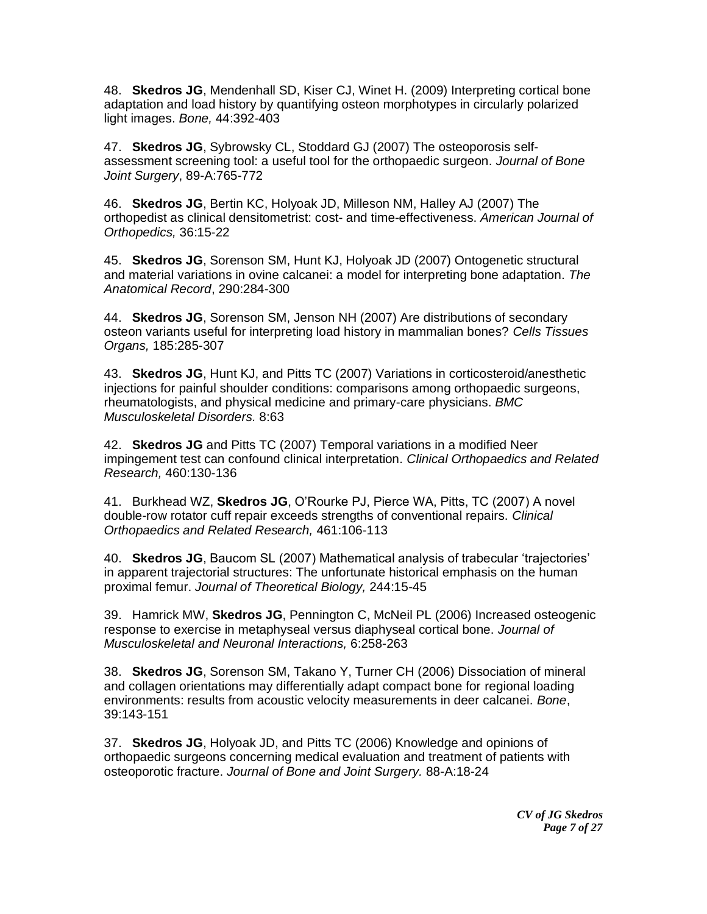48. **Skedros JG**, Mendenhall SD, Kiser CJ, Winet H. (2009) Interpreting cortical bone adaptation and load history by quantifying osteon morphotypes in circularly polarized light images. *Bone,* 44:392-403

47. **Skedros JG**, Sybrowsky CL, Stoddard GJ (2007) The osteoporosis self-assessment screening tool: a useful tool for the orthopaedic surgeon. *Journal of Bone Joint Surgery*, 89-A:765-772

46. **Skedros JG**, Bertin KC, Holyoak JD, Milleson NM, Halley AJ (2007) The orthopedist as clinical densitometrist: cost- and time-effectiveness. *American Journal of Orthopedics,* 36:15-22

45. **Skedros JG**, Sorenson SM, Hunt KJ, Holyoak JD (2007) Ontogenetic structural and material variations in ovine calcanei: a model for interpreting bone adaptation. *The Anatomical Record*, 290:284-300

44. **Skedros JG**, Sorenson SM, Jenson NH (2007) Are distributions of secondary osteon variants useful for interpreting load history in mammalian bones? *Cells Tissues Organs,* 185:285-307

43. **Skedros JG**, Hunt KJ, and Pitts TC (2007) Variations in corticosteroid/anesthetic injections for painful shoulder conditions: comparisons among orthopaedic surgeons, rheumatologists, and physical medicine and primary-care physicians. *BMC Musculoskeletal Disorders.* 8:63

42. **Skedros JG** and Pitts TC (2007) Temporal variations in a modified Neer impingement test can confound clinical interpretation. *Clinical Orthopaedics and Related Research,* 460:130-136

41. Burkhead WZ, **Skedros JG**, O'Rourke PJ, Pierce WA, Pitts, TC (2007) A novel double-row rotator cuff repair exceeds strengths of conventional repairs. *Clinical Orthopaedics and Related Research,* 461:106-113

40. **Skedros JG**, Baucom SL (2007) Mathematical analysis of trabecular 'trajectories' in apparent trajectorial structures: The unfortunate historical emphasis on the human proximal femur. *Journal of Theoretical Biology,* 244:15-45

39. Hamrick MW, **Skedros JG**, Pennington C, McNeil PL (2006) Increased osteogenic response to exercise in metaphyseal versus diaphyseal cortical bone. *Journal of Musculoskeletal and Neuronal Interactions,* 6:258-263

38. **Skedros JG**, Sorenson SM, Takano Y, Turner CH (2006) Dissociation of mineral and collagen orientations may differentially adapt compact bone for regional loading environments: results from acoustic velocity measurements in deer calcanei. *Bone*, 39:143-151

37. **Skedros JG**, Holyoak JD, and Pitts TC (2006) Knowledge and opinions of orthopaedic surgeons concerning medical evaluation and treatment of patients with osteoporotic fracture. *Journal of Bone and Joint Surgery.* 88-A:18-24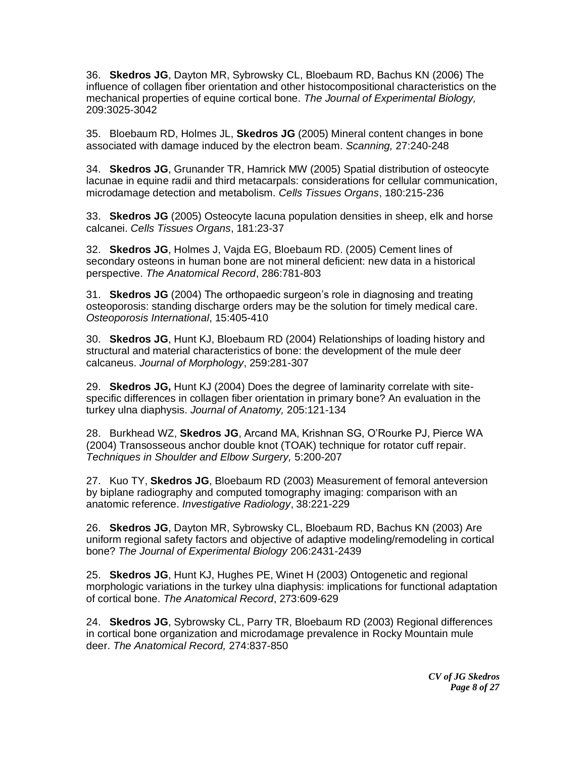36. **Skedros JG**, Dayton MR, Sybrowsky CL, Bloebaum RD, Bachus KN (2006) The influence of collagen fiber orientation and other histocompositional characteristics on the mechanical properties of equine cortical bone. *The Journal of Experimental Biology,* 209:3025-3042

35. Bloebaum RD, Holmes JL, **Skedros JG** (2005) Mineral content changes in bone associated with damage induced by the electron beam. *Scanning,* 27:240-248

34. **Skedros JG**, Grunander TR, Hamrick MW (2005) Spatial distribution of osteocyte lacunae in equine radii and third metacarpals: considerations for cellular communication, microdamage detection and metabolism. *Cells Tissues Organs*, 180:215-236

33. **Skedros JG** (2005) Osteocyte lacuna population densities in sheep, elk and horse calcanei. *Cells Tissues Organs*, 181:23-37

32. **Skedros JG**, Holmes J, Vajda EG, Bloebaum RD. (2005) Cement lines of secondary osteons in human bone are not mineral deficient: new data in a historical perspective. *The Anatomical Record*, 286:781-803

31. **Skedros JG** (2004) The orthopaedic surgeon's role in diagnosing and treating osteoporosis: standing discharge orders may be the solution for timely medical care. *Osteoporosis International*, 15:405-410

30. **Skedros JG**, Hunt KJ, Bloebaum RD (2004) Relationships of loading history and structural and material characteristics of bone: the development of the mule deer calcaneus. *Journal of Morphology*, 259:281-307

29. **Skedros JG,** Hunt KJ (2004) Does the degree of laminarity correlate with site-specific differences in collagen fiber orientation in primary bone? An evaluation in the turkey ulna diaphysis. *Journal of Anatomy,* 205:121-134

28. Burkhead WZ, **Skedros JG**, Arcand MA, Krishnan SG, O'Rourke PJ, Pierce WA (2004) Transosseous anchor double knot (TOAK) technique for rotator cuff repair. *Techniques in Shoulder and Elbow Surgery,* 5:200-207

27. Kuo TY, **Skedros JG**, Bloebaum RD (2003) Measurement of femoral anteversion by biplane radiography and computed tomography imaging: comparison with an anatomic reference. *Investigative Radiology*, 38:221-229

26. **Skedros JG**, Dayton MR, Sybrowsky CL, Bloebaum RD, Bachus KN (2003) Are uniform regional safety factors and objective of adaptive modeling/remodeling in cortical bone? *The Journal of Experimental Biology* 206:2431-2439

25. **Skedros JG**, Hunt KJ, Hughes PE, Winet H (2003) Ontogenetic and regional morphologic variations in the turkey ulna diaphysis: implications for functional adaptation of cortical bone. *The Anatomical Record*, 273:609-629

24. **Skedros JG**, Sybrowsky CL, Parry TR, Bloebaum RD (2003) Regional differences in cortical bone organization and microdamage prevalence in Rocky Mountain mule deer. *The Anatomical Record,* 274:837-850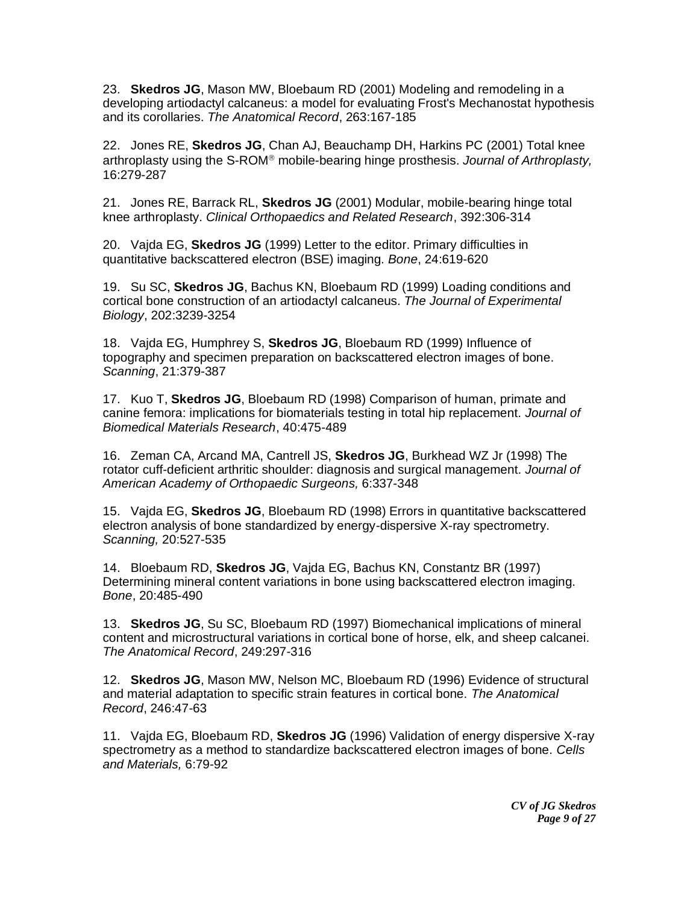23. **Skedros JG**, Mason MW, Bloebaum RD (2001) Modeling and remodeling in a developing artiodactyl calcaneus: a model for evaluating Frost's Mechanostat hypothesis and its corollaries. *The Anatomical Record*, 263:167-185

22. Jones RE, **Skedros JG**, Chan AJ, Beauchamp DH, Harkins PC (2001) Total knee arthroplasty using the S-ROM® mobile-bearing hinge prosthesis. *Journal of Arthroplasty,* 16:279-287

21. Jones RE, Barrack RL, **Skedros JG** (2001) Modular, mobile-bearing hinge total knee arthroplasty. *Clinical Orthopaedics and Related Research*, 392:306-314

20. Vajda EG, **Skedros JG** (1999) Letter to the editor. Primary difficulties in quantitative backscattered electron (BSE) imaging. *Bone*, 24:619-620

19. Su SC, **Skedros JG**, Bachus KN, Bloebaum RD (1999) Loading conditions and cortical bone construction of an artiodactyl calcaneus. *The Journal of Experimental Biology*, 202:3239-3254

18. Vajda EG, Humphrey S, **Skedros JG**, Bloebaum RD (1999) Influence of topography and specimen preparation on backscattered electron images of bone. *Scanning*, 21:379-387

17. Kuo T, **Skedros JG**, Bloebaum RD (1998) Comparison of human, primate and canine femora: implications for biomaterials testing in total hip replacement. *Journal of Biomedical Materials Research*, 40:475-489

16. Zeman CA, Arcand MA, Cantrell JS, **Skedros JG**, Burkhead WZ Jr (1998) The rotator cuff-deficient arthritic shoulder: diagnosis and surgical management. *Journal of American Academy of Orthopaedic Surgeons,* 6:337-348

15. Vajda EG, **Skedros JG**, Bloebaum RD (1998) Errors in quantitative backscattered electron analysis of bone standardized by energy-dispersive X-ray spectrometry. *Scanning,* 20:527-535

14. Bloebaum RD, **Skedros JG**, Vajda EG, Bachus KN, Constantz BR (1997) Determining mineral content variations in bone using backscattered electron imaging. *Bone*, 20:485-490

13. **Skedros JG**, Su SC, Bloebaum RD (1997) Biomechanical implications of mineral content and microstructural variations in cortical bone of horse, elk, and sheep calcanei. *The Anatomical Record*, 249:297-316

12. **Skedros JG**, Mason MW, Nelson MC, Bloebaum RD (1996) Evidence of structural and material adaptation to specific strain features in cortical bone. *The Anatomical Record*, 246:47-63

11. Vajda EG, Bloebaum RD, **Skedros JG** (1996) Validation of energy dispersive X-ray spectrometry as a method to standardize backscattered electron images of bone. *Cells and Materials,* 6:79-92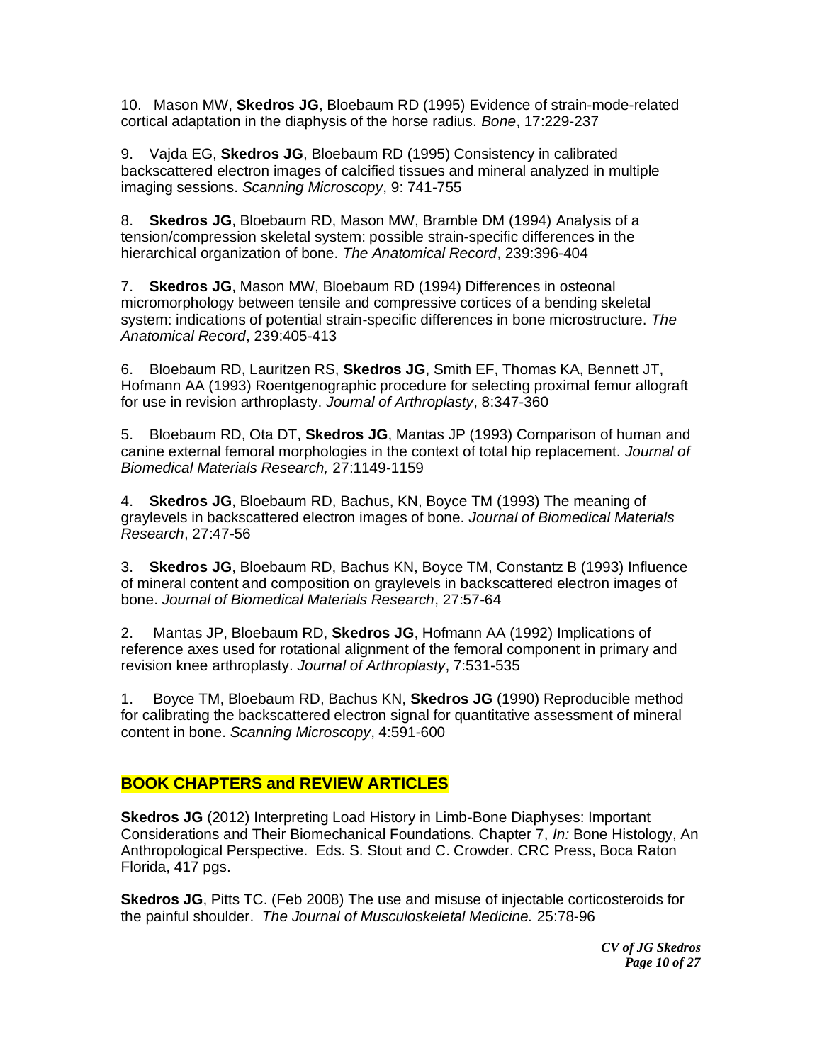10. Mason MW, **Skedros JG**, Bloebaum RD (1995) Evidence of strain-mode-related cortical adaptation in the diaphysis of the horse radius. *Bone*, 17:229-237

9. Vajda EG, **Skedros JG**, Bloebaum RD (1995) Consistency in calibrated backscattered electron images of calcified tissues and mineral analyzed in multiple imaging sessions. *Scanning Microscopy*, 9: 741-755

8. **Skedros JG**, Bloebaum RD, Mason MW, Bramble DM (1994) Analysis of a tension/compression skeletal system: possible strain-specific differences in the hierarchical organization of bone. *The Anatomical Record*, 239:396-404

7. **Skedros JG**, Mason MW, Bloebaum RD (1994) Differences in osteonal micromorphology between tensile and compressive cortices of a bending skeletal system: indications of potential strain-specific differences in bone microstructure. *The Anatomical Record*, 239:405-413

6. Bloebaum RD, Lauritzen RS, **Skedros JG**, Smith EF, Thomas KA, Bennett JT, Hofmann AA (1993) Roentgenographic procedure for selecting proximal femur allograft for use in revision arthroplasty. *Journal of Arthroplasty*, 8:347-360

5. Bloebaum RD, Ota DT, **Skedros JG**, Mantas JP (1993) Comparison of human and canine external femoral morphologies in the context of total hip replacement. *Journal of Biomedical Materials Research,* 27:1149-1159

4. **Skedros JG**, Bloebaum RD, Bachus, KN, Boyce TM (1993) The meaning of graylevels in backscattered electron images of bone. *Journal of Biomedical Materials Research*, 27:47-56

3. **Skedros JG**, Bloebaum RD, Bachus KN, Boyce TM, Constantz B (1993) Influence of mineral content and composition on graylevels in backscattered electron images of bone. *Journal of Biomedical Materials Research*, 27:57-64

2. Mantas JP, Bloebaum RD, **Skedros JG**, Hofmann AA (1992) Implications of reference axes used for rotational alignment of the femoral component in primary and revision knee arthroplasty. *Journal of Arthroplasty*, 7:531-535

1. Boyce TM, Bloebaum RD, Bachus KN, **Skedros JG** (1990) Reproducible method for calibrating the backscattered electron signal for quantitative assessment of mineral content in bone. *Scanning Microscopy*, 4:591-600

## BOOK CHAPTERS and REVIEW ARTICLES

**Skedros JG** (2012) Interpreting Load History in Limb-Bone Diaphyses: Important Considerations and Their Biomechanical Foundations. Chapter 7, *In:* Bone Histology, An Anthropological Perspective. Eds. S. Stout and C. Crowder. CRC Press, Boca Raton Florida, 417 pgs.

**Skedros JG**, Pitts TC. (Feb 2008) The use and misuse of injectable corticosteroids for the painful shoulder. *The Journal of Musculoskeletal Medicine.* 25:78-96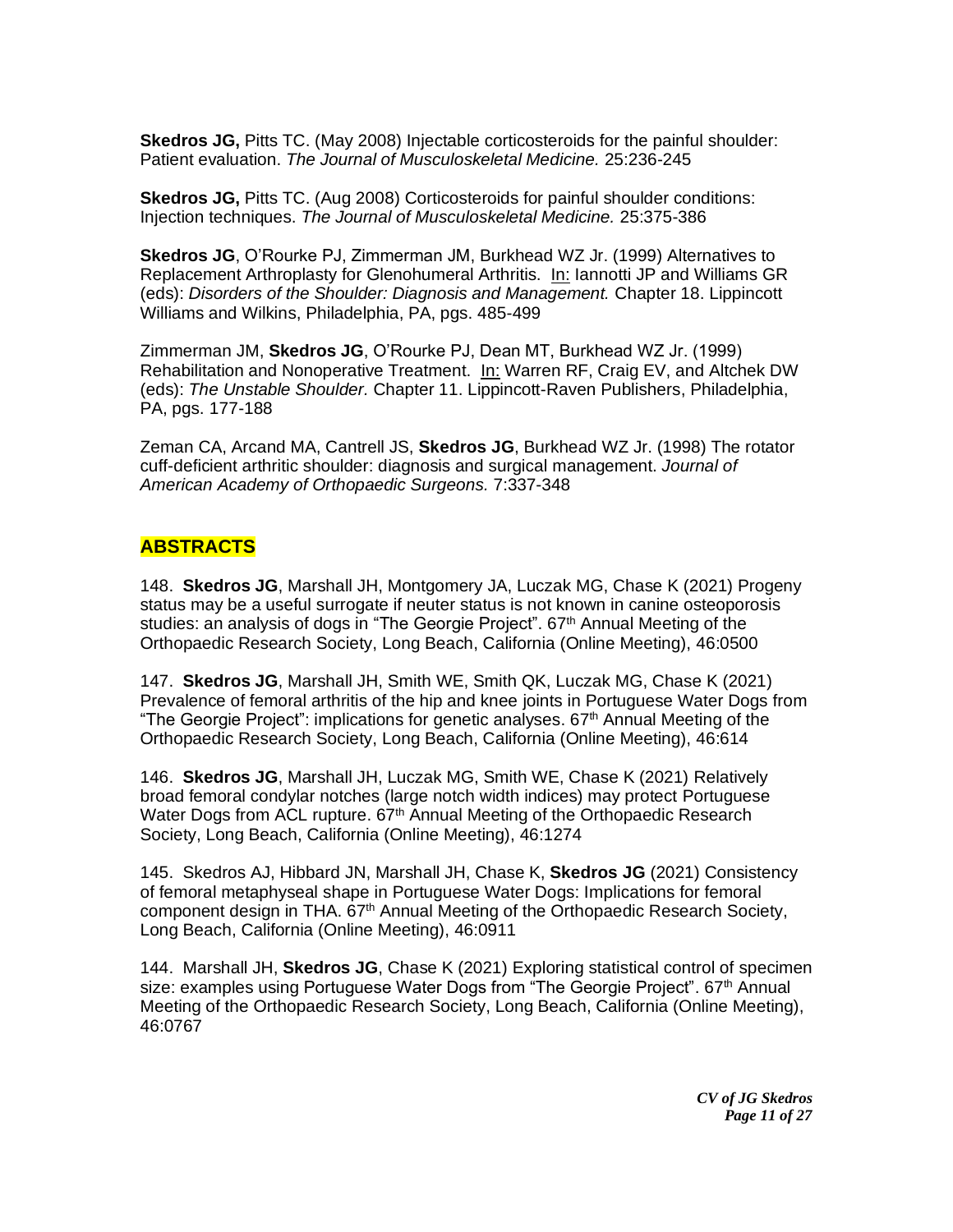**Skedros JG,** Pitts TC. (May 2008) Injectable corticosteroids for the painful shoulder: Patient evaluation. *The Journal of Musculoskeletal Medicine.* 25:236-245

**Skedros JG,** Pitts TC. (Aug 2008) Corticosteroids for painful shoulder conditions: Injection techniques. *The Journal of Musculoskeletal Medicine.* 25:375-386

**Skedros JG**, O'Rourke PJ, Zimmerman JM, Burkhead WZ Jr. (1999) Alternatives to Replacement Arthroplasty for Glenohumeral Arthritis. In: Iannotti JP and Williams GR (eds): *Disorders of the Shoulder: Diagnosis and Management.* Chapter 18. Lippincott Williams and Wilkins, Philadelphia, PA, pgs. 485-499

Zimmerman JM, **Skedros JG**, O'Rourke PJ, Dean MT, Burkhead WZ Jr. (1999) Rehabilitation and Nonoperative Treatment. In: Warren RF, Craig EV, and Altchek DW (eds): *The Unstable Shoulder.* Chapter 11. Lippincott-Raven Publishers, Philadelphia, PA, pgs. 177-188

Zeman CA, Arcand MA, Cantrell JS, **Skedros JG**, Burkhead WZ Jr. (1998) The rotator cuff-deficient arthritic shoulder: diagnosis and surgical management. *Journal of American Academy of Orthopaedic Surgeons.* 7:337-348

## ABSTRACTS

148. **Skedros JG**, Marshall JH, Montgomery JA, Luczak MG, Chase K (2021) Progeny status may be a useful surrogate if neuter status is not known in canine osteoporosis studies: an analysis of dogs in "The Georgie Project". 67th Annual Meeting of the Orthopaedic Research Society, Long Beach, California (Online Meeting), 46:0500

147. **Skedros JG**, Marshall JH, Smith WE, Smith QK, Luczak MG, Chase K (2021) Prevalence of femoral arthritis of the hip and knee joints in Portuguese Water Dogs from "The Georgie Project": implications for genetic analyses. 67th Annual Meeting of the Orthopaedic Research Society, Long Beach, California (Online Meeting), 46:614

146. **Skedros JG**, Marshall JH, Luczak MG, Smith WE, Chase K (2021) Relatively broad femoral condylar notches (large notch width indices) may protect Portuguese Water Dogs from ACL rupture. 67th Annual Meeting of the Orthopaedic Research Society, Long Beach, California (Online Meeting), 46:1274

145. Skedros AJ, Hibbard JN, Marshall JH, Chase K, **Skedros JG** (2021) Consistency of femoral metaphyseal shape in Portuguese Water Dogs: Implications for femoral component design in THA. 67th Annual Meeting of the Orthopaedic Research Society, Long Beach, California (Online Meeting), 46:0911

144. Marshall JH, **Skedros JG**, Chase K (2021) Exploring statistical control of specimen size: examples using Portuguese Water Dogs from "The Georgie Project". 67th Annual Meeting of the Orthopaedic Research Society, Long Beach, California (Online Meeting), 46:0767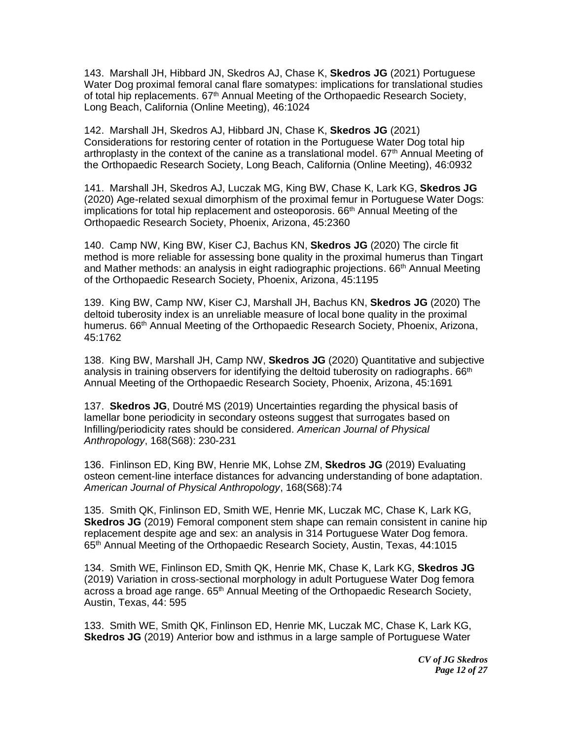143. Marshall JH, Hibbard JN, Skedros AJ, Chase K, **Skedros JG** (2021) Portuguese Water Dog proximal femoral canal flare somatypes: implications for translational studies of total hip replacements. 67th Annual Meeting of the Orthopaedic Research Society, Long Beach, California (Online Meeting), 46:1024

142. Marshall JH, Skedros AJ, Hibbard JN, Chase K, **Skedros JG** (2021) Considerations for restoring center of rotation in the Portuguese Water Dog total hip arthroplasty in the context of the canine as a translational model. 67th Annual Meeting of the Orthopaedic Research Society, Long Beach, California (Online Meeting), 46:0932

141. Marshall JH, Skedros AJ, Luczak MG, King BW, Chase K, Lark KG, **Skedros JG** (2020) Age-related sexual dimorphism of the proximal femur in Portuguese Water Dogs: implications for total hip replacement and osteoporosis. 66th Annual Meeting of the Orthopaedic Research Society, Phoenix, Arizona, 45:2360

140. Camp NW, King BW, Kiser CJ, Bachus KN, **Skedros JG** (2020) The circle fit method is more reliable for assessing bone quality in the proximal humerus than Tingart and Mather methods: an analysis in eight radiographic projections. 66th Annual Meeting of the Orthopaedic Research Society, Phoenix, Arizona, 45:1195

139. King BW, Camp NW, Kiser CJ, Marshall JH, Bachus KN, **Skedros JG** (2020) The deltoid tuberosity index is an unreliable measure of local bone quality in the proximal humerus. 66th Annual Meeting of the Orthopaedic Research Society, Phoenix, Arizona, 45:1762

138. King BW, Marshall JH, Camp NW, **Skedros JG** (2020) Quantitative and subjective analysis in training observers for identifying the deltoid tuberosity on radiographs. 66th Annual Meeting of the Orthopaedic Research Society, Phoenix, Arizona, 45:1691

137. **Skedros JG**, Doutré MS (2019) Uncertainties regarding the physical basis of lamellar bone periodicity in secondary osteons suggest that surrogates based on Infilling/periodicity rates should be considered. *American Journal of Physical Anthropology*, 168(S68): 230-231

136. Finlinson ED, King BW, Henrie MK, Lohse ZM, **Skedros JG** (2019) Evaluating osteon cement-line interface distances for advancing understanding of bone adaptation. *American Journal of Physical Anthropology*, 168(S68):74

135. Smith QK, Finlinson ED, Smith WE, Henrie MK, Luczak MC, Chase K, Lark KG, **Skedros JG** (2019) Femoral component stem shape can remain consistent in canine hip replacement despite age and sex: an analysis in 314 Portuguese Water Dog femora. 65th Annual Meeting of the Orthopaedic Research Society, Austin, Texas, 44:1015

134. Smith WE, Finlinson ED, Smith QK, Henrie MK, Chase K, Lark KG, **Skedros JG** (2019) Variation in cross-sectional morphology in adult Portuguese Water Dog femora across a broad age range. 65th Annual Meeting of the Orthopaedic Research Society, Austin, Texas, 44: 595

133. Smith WE, Smith QK, Finlinson ED, Henrie MK, Luczak MC, Chase K, Lark KG, **Skedros JG** (2019) Anterior bow and isthmus in a large sample of Portuguese Water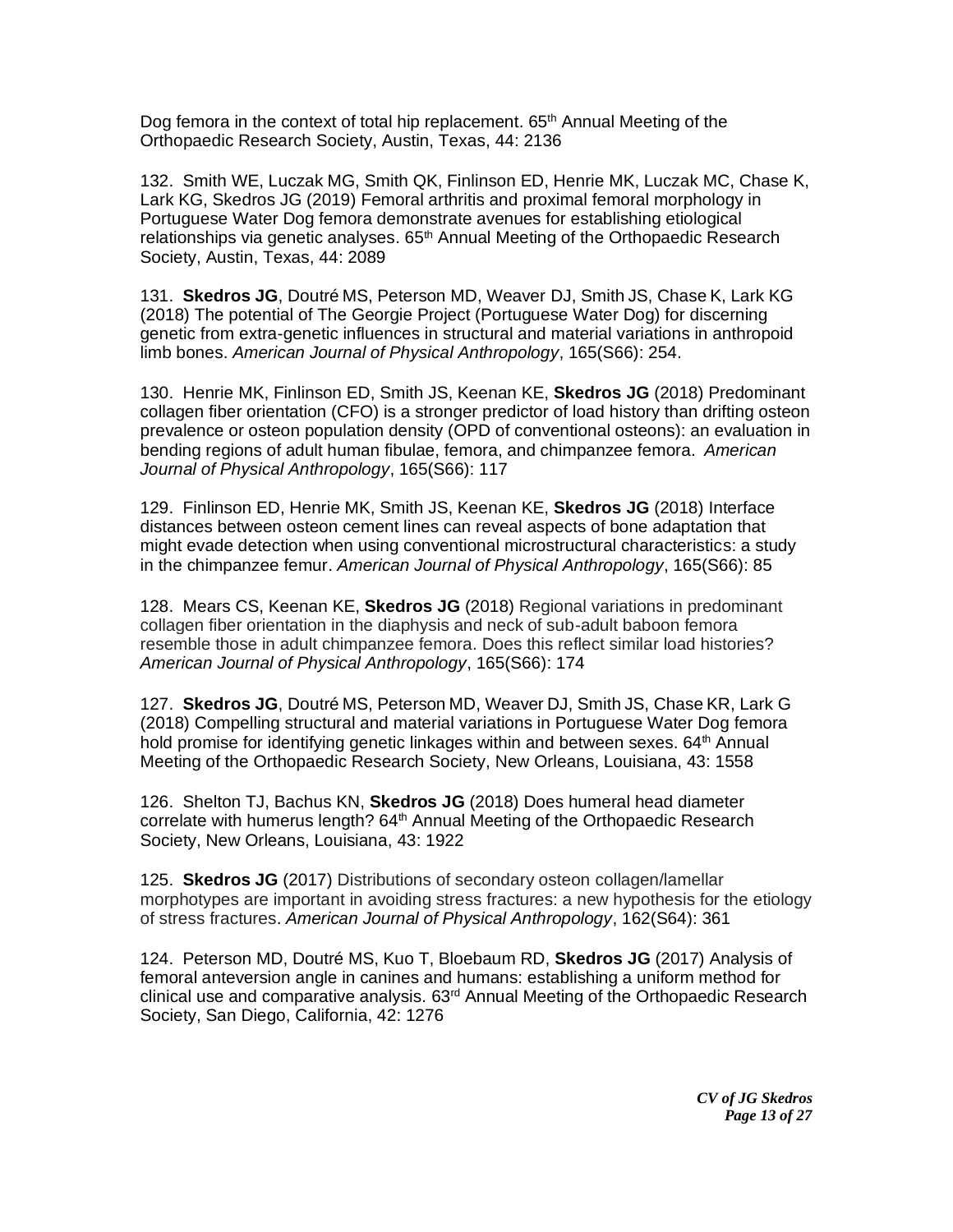Dog femora in the context of total hip replacement. 65th Annual Meeting of the Orthopaedic Research Society, Austin, Texas, 44: 2136

132. Smith WE, Luczak MG, Smith QK, Finlinson ED, Henrie MK, Luczak MC, Chase K, Lark KG, Skedros JG (2019) Femoral arthritis and proximal femoral morphology in Portuguese Water Dog femora demonstrate avenues for establishing etiological relationships via genetic analyses. 65th Annual Meeting of the Orthopaedic Research Society, Austin, Texas, 44: 2089

131. **Skedros JG**, Doutré MS, Peterson MD, Weaver DJ, Smith JS, Chase K, Lark KG (2018) The potential of The Georgie Project (Portuguese Water Dog) for discerning genetic from extra-genetic influences in structural and material variations in anthropoid limb bones. *American Journal of Physical Anthropology*, 165(S66): 254.

130. Henrie MK, Finlinson ED, Smith JS, Keenan KE, **Skedros JG** (2018) Predominant collagen fiber orientation (CFO) is a stronger predictor of load history than drifting osteon prevalence or osteon population density (OPD of conventional osteons): an evaluation in bending regions of adult human fibulae, femora, and chimpanzee femora. *American Journal of Physical Anthropology*, 165(S66): 117

129. Finlinson ED, Henrie MK, Smith JS, Keenan KE, **Skedros JG** (2018) Interface distances between osteon cement lines can reveal aspects of bone adaptation that might evade detection when using conventional microstructural characteristics: a study in the chimpanzee femur. *American Journal of Physical Anthropology*, 165(S66): 85

128. Mears CS, Keenan KE, **Skedros JG** (2018) Regional variations in predominant collagen fiber orientation in the diaphysis and neck of sub-adult baboon femora resemble those in adult chimpanzee femora. Does this reflect similar load histories? *American Journal of Physical Anthropology*, 165(S66): 174

127. **Skedros JG**, Doutré MS, Peterson MD, Weaver DJ, Smith JS, Chase KR, Lark G (2018) Compelling structural and material variations in Portuguese Water Dog femora hold promise for identifying genetic linkages within and between sexes. 64th Annual Meeting of the Orthopaedic Research Society, New Orleans, Louisiana, 43: 1558

126. Shelton TJ, Bachus KN, **Skedros JG** (2018) Does humeral head diameter correlate with humerus length? 64th Annual Meeting of the Orthopaedic Research Society, New Orleans, Louisiana, 43: 1922

125. **Skedros JG** (2017) Distributions of secondary osteon collagen/lamellar morphotypes are important in avoiding stress fractures: a new hypothesis for the etiology of stress fractures. *American Journal of Physical Anthropology*, 162(S64): 361

124. Peterson MD, Doutré MS, Kuo T, Bloebaum RD, **Skedros JG** (2017) Analysis of femoral anteversion angle in canines and humans: establishing a uniform method for clinical use and comparative analysis. 63rd Annual Meeting of the Orthopaedic Research Society, San Diego, California, 42: 1276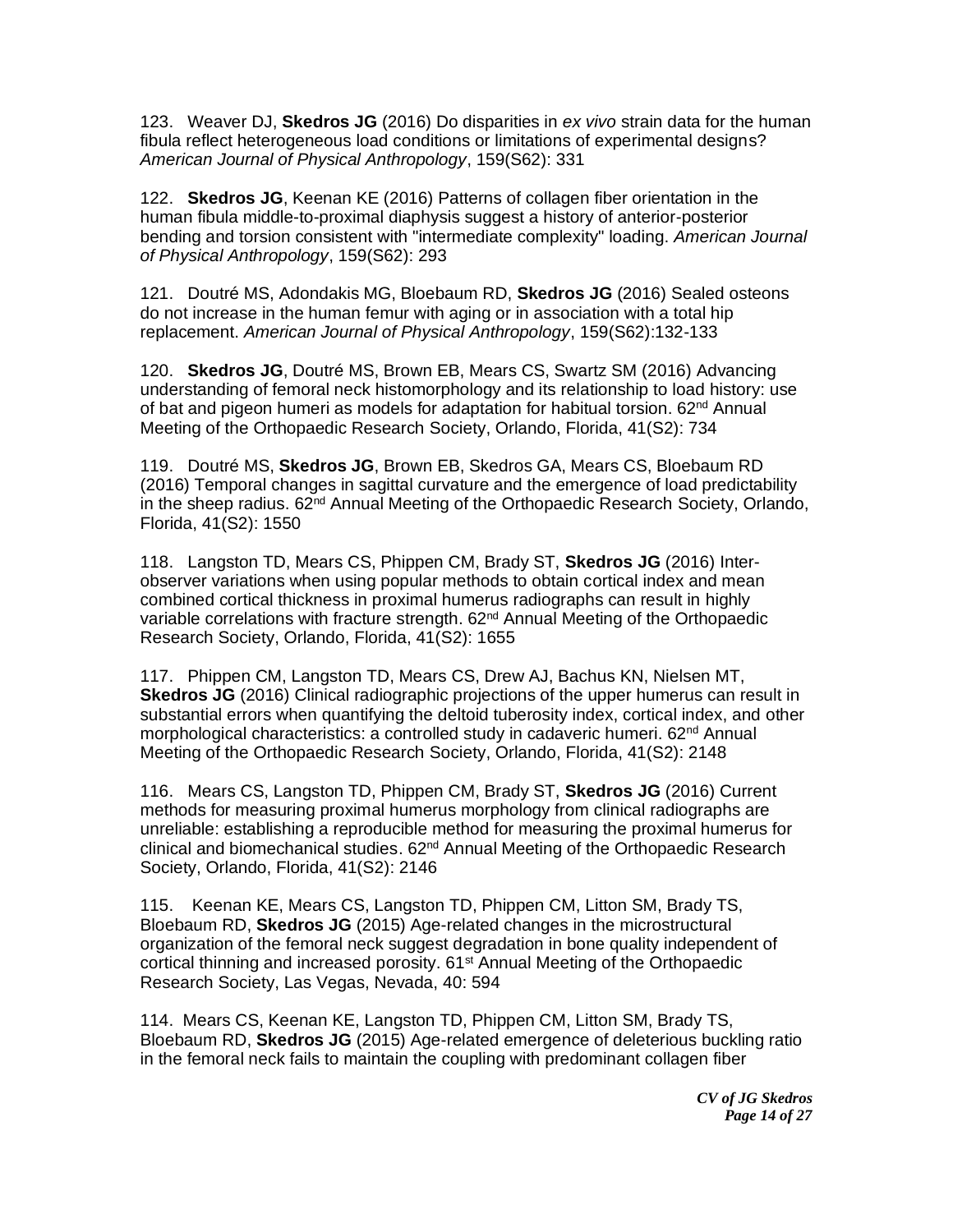123. Weaver DJ, **Skedros JG** (2016) Do disparities in *ex vivo* strain data for the human fibula reflect heterogeneous load conditions or limitations of experimental designs? *American Journal of Physical Anthropology*, 159(S62): 331

122. **Skedros JG**, Keenan KE (2016) Patterns of collagen fiber orientation in the human fibula middle-to-proximal diaphysis suggest a history of anterior-posterior bending and torsion consistent with "intermediate complexity" loading. *American Journal of Physical Anthropology*, 159(S62): 293

121. Doutré MS, Adondakis MG, Bloebaum RD, **Skedros JG** (2016) Sealed osteons do not increase in the human femur with aging or in association with a total hip replacement. *American Journal of Physical Anthropology*, 159(S62):132-133

120. **Skedros JG**, Doutré MS, Brown EB, Mears CS, Swartz SM (2016) Advancing understanding of femoral neck histomorphology and its relationship to load history: use of bat and pigeon humeri as models for adaptation for habitual torsion. 62nd Annual Meeting of the Orthopaedic Research Society, Orlando, Florida, 41(S2): 734

119. Doutré MS, **Skedros JG**, Brown EB, Skedros GA, Mears CS, Bloebaum RD (2016) Temporal changes in sagittal curvature and the emergence of load predictability in the sheep radius. 62nd Annual Meeting of the Orthopaedic Research Society, Orlando, Florida, 41(S2): 1550

118. Langston TD, Mears CS, Phippen CM, Brady ST, **Skedros JG** (2016) Inter-observer variations when using popular methods to obtain cortical index and mean combined cortical thickness in proximal humerus radiographs can result in highly variable correlations with fracture strength. 62nd Annual Meeting of the Orthopaedic Research Society, Orlando, Florida, 41(S2): 1655

117. Phippen CM, Langston TD, Mears CS, Drew AJ, Bachus KN, Nielsen MT, **Skedros JG** (2016) Clinical radiographic projections of the upper humerus can result in substantial errors when quantifying the deltoid tuberosity index, cortical index, and other morphological characteristics: a controlled study in cadaveric humeri. 62nd Annual Meeting of the Orthopaedic Research Society, Orlando, Florida, 41(S2): 2148

116. Mears CS, Langston TD, Phippen CM, Brady ST, **Skedros JG** (2016) Current methods for measuring proximal humerus morphology from clinical radiographs are unreliable: establishing a reproducible method for measuring the proximal humerus for clinical and biomechanical studies. 62nd Annual Meeting of the Orthopaedic Research Society, Orlando, Florida, 41(S2): 2146

115. Keenan KE, Mears CS, Langston TD, Phippen CM, Litton SM, Brady TS, Bloebaum RD, **Skedros JG** (2015) Age-related changes in the microstructural organization of the femoral neck suggest degradation in bone quality independent of cortical thinning and increased porosity. 61st Annual Meeting of the Orthopaedic Research Society, Las Vegas, Nevada, 40: 594

114. Mears CS, Keenan KE, Langston TD, Phippen CM, Litton SM, Brady TS, Bloebaum RD, **Skedros JG** (2015) Age-related emergence of deleterious buckling ratio in the femoral neck fails to maintain the coupling with predominant collagen fiber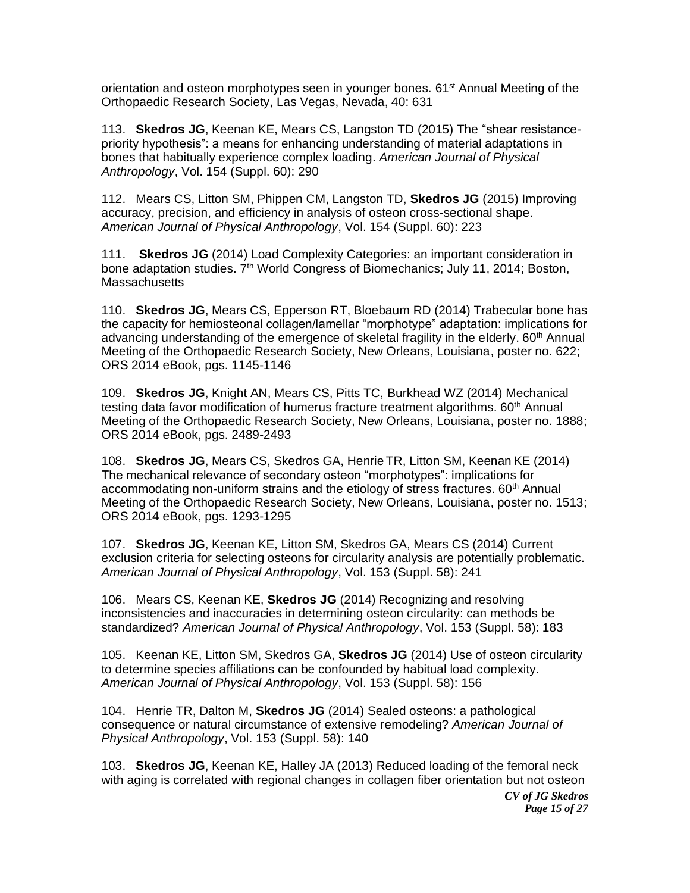orientation and osteon morphotypes seen in younger bones. 61st Annual Meeting of the Orthopaedic Research Society, Las Vegas, Nevada, 40: 631

113. **Skedros JG**, Keenan KE, Mears CS, Langston TD (2015) The "shear resistance-priority hypothesis": a means for enhancing understanding of material adaptations in bones that habitually experience complex loading. *American Journal of Physical Anthropology*, Vol. 154 (Suppl. 60): 290

112. Mears CS, Litton SM, Phippen CM, Langston TD, **Skedros JG** (2015) Improving accuracy, precision, and efficiency in analysis of osteon cross-sectional shape. *American Journal of Physical Anthropology*, Vol. 154 (Suppl. 60): 223

111. **Skedros JG** (2014) Load Complexity Categories: an important consideration in bone adaptation studies. 7th World Congress of Biomechanics; July 11, 2014; Boston, Massachusetts

110. **Skedros JG**, Mears CS, Epperson RT, Bloebaum RD (2014) Trabecular bone has the capacity for hemiosteonal collagen/lamellar "morphotype" adaptation: implications for advancing understanding of the emergence of skeletal fragility in the elderly. 60th Annual Meeting of the Orthopaedic Research Society, New Orleans, Louisiana, poster no. 622; ORS 2014 eBook, pgs. 1145-1146

109. **Skedros JG**, Knight AN, Mears CS, Pitts TC, Burkhead WZ (2014) Mechanical testing data favor modification of humerus fracture treatment algorithms. 60th Annual Meeting of the Orthopaedic Research Society, New Orleans, Louisiana, poster no. 1888; ORS 2014 eBook, pgs. 2489-2493

108. **Skedros JG**, Mears CS, Skedros GA, Henrie TR, Litton SM, Keenan KE (2014) The mechanical relevance of secondary osteon "morphotypes": implications for accommodating non-uniform strains and the etiology of stress fractures. 60th Annual Meeting of the Orthopaedic Research Society, New Orleans, Louisiana, poster no. 1513; ORS 2014 eBook, pgs. 1293-1295

107. **Skedros JG**, Keenan KE, Litton SM, Skedros GA, Mears CS (2014) Current exclusion criteria for selecting osteons for circularity analysis are potentially problematic. *American Journal of Physical Anthropology*, Vol. 153 (Suppl. 58): 241

106. Mears CS, Keenan KE, **Skedros JG** (2014) Recognizing and resolving inconsistencies and inaccuracies in determining osteon circularity: can methods be standardized? *American Journal of Physical Anthropology*, Vol. 153 (Suppl. 58): 183

105. Keenan KE, Litton SM, Skedros GA, **Skedros JG** (2014) Use of osteon circularity to determine species affiliations can be confounded by habitual load complexity. *American Journal of Physical Anthropology*, Vol. 153 (Suppl. 58): 156

104. Henrie TR, Dalton M, **Skedros JG** (2014) Sealed osteons: a pathological consequence or natural circumstance of extensive remodeling? *American Journal of Physical Anthropology*, Vol. 153 (Suppl. 58): 140

103. **Skedros JG**, Keenan KE, Halley JA (2013) Reduced loading of the femoral neck with aging is correlated with regional changes in collagen fiber orientation but not osteon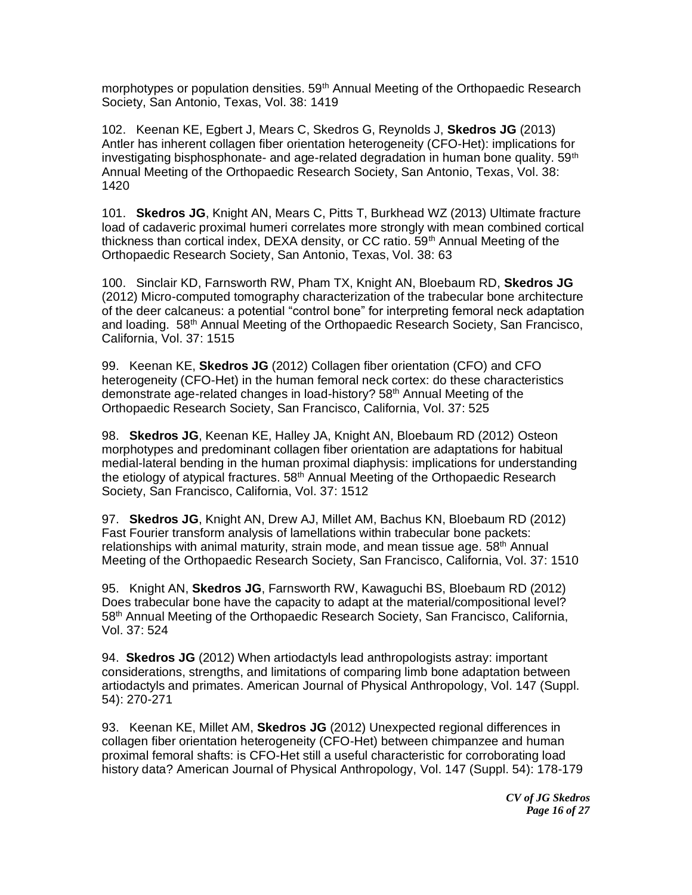morphotypes or population densities. 59th Annual Meeting of the Orthopaedic Research Society, San Antonio, Texas, Vol. 38: 1419

102. Keenan KE, Egbert J, Mears C, Skedros G, Reynolds J, **Skedros JG** (2013) Antler has inherent collagen fiber orientation heterogeneity (CFO-Het): implications for investigating bisphosphonate- and age-related degradation in human bone quality. 59th Annual Meeting of the Orthopaedic Research Society, San Antonio, Texas, Vol. 38: 1420

101. **Skedros JG**, Knight AN, Mears C, Pitts T, Burkhead WZ (2013) Ultimate fracture load of cadaveric proximal humeri correlates more strongly with mean combined cortical thickness than cortical index, DEXA density, or CC ratio. 59th Annual Meeting of the Orthopaedic Research Society, San Antonio, Texas, Vol. 38: 63

100. Sinclair KD, Farnsworth RW, Pham TX, Knight AN, Bloebaum RD, **Skedros JG** (2012) Micro-computed tomography characterization of the trabecular bone architecture of the deer calcaneus: a potential "control bone" for interpreting femoral neck adaptation and loading. 58th Annual Meeting of the Orthopaedic Research Society, San Francisco, California, Vol. 37: 1515

99. Keenan KE, **Skedros JG** (2012) Collagen fiber orientation (CFO) and CFO heterogeneity (CFO-Het) in the human femoral neck cortex: do these characteristics demonstrate age-related changes in load-history? 58th Annual Meeting of the Orthopaedic Research Society, San Francisco, California, Vol. 37: 525

98. **Skedros JG**, Keenan KE, Halley JA, Knight AN, Bloebaum RD (2012) Osteon morphotypes and predominant collagen fiber orientation are adaptations for habitual medial-lateral bending in the human proximal diaphysis: implications for understanding the etiology of atypical fractures. 58th Annual Meeting of the Orthopaedic Research Society, San Francisco, California, Vol. 37: 1512

97. **Skedros JG**, Knight AN, Drew AJ, Millet AM, Bachus KN, Bloebaum RD (2012) Fast Fourier transform analysis of lamellations within trabecular bone packets: relationships with animal maturity, strain mode, and mean tissue age. 58th Annual Meeting of the Orthopaedic Research Society, San Francisco, California, Vol. 37: 1510

95. Knight AN, **Skedros JG**, Farnsworth RW, Kawaguchi BS, Bloebaum RD (2012) Does trabecular bone have the capacity to adapt at the material/compositional level? 58th Annual Meeting of the Orthopaedic Research Society, San Francisco, California, Vol. 37: 524

94. **Skedros JG** (2012) When artiodactyls lead anthropologists astray: important considerations, strengths, and limitations of comparing limb bone adaptation between artiodactyls and primates. American Journal of Physical Anthropology, Vol. 147 (Suppl. 54): 270-271

93. Keenan KE, Millet AM, **Skedros JG** (2012) Unexpected regional differences in collagen fiber orientation heterogeneity (CFO-Het) between chimpanzee and human proximal femoral shafts: is CFO-Het still a useful characteristic for corroborating load history data? American Journal of Physical Anthropology, Vol. 147 (Suppl. 54): 178-179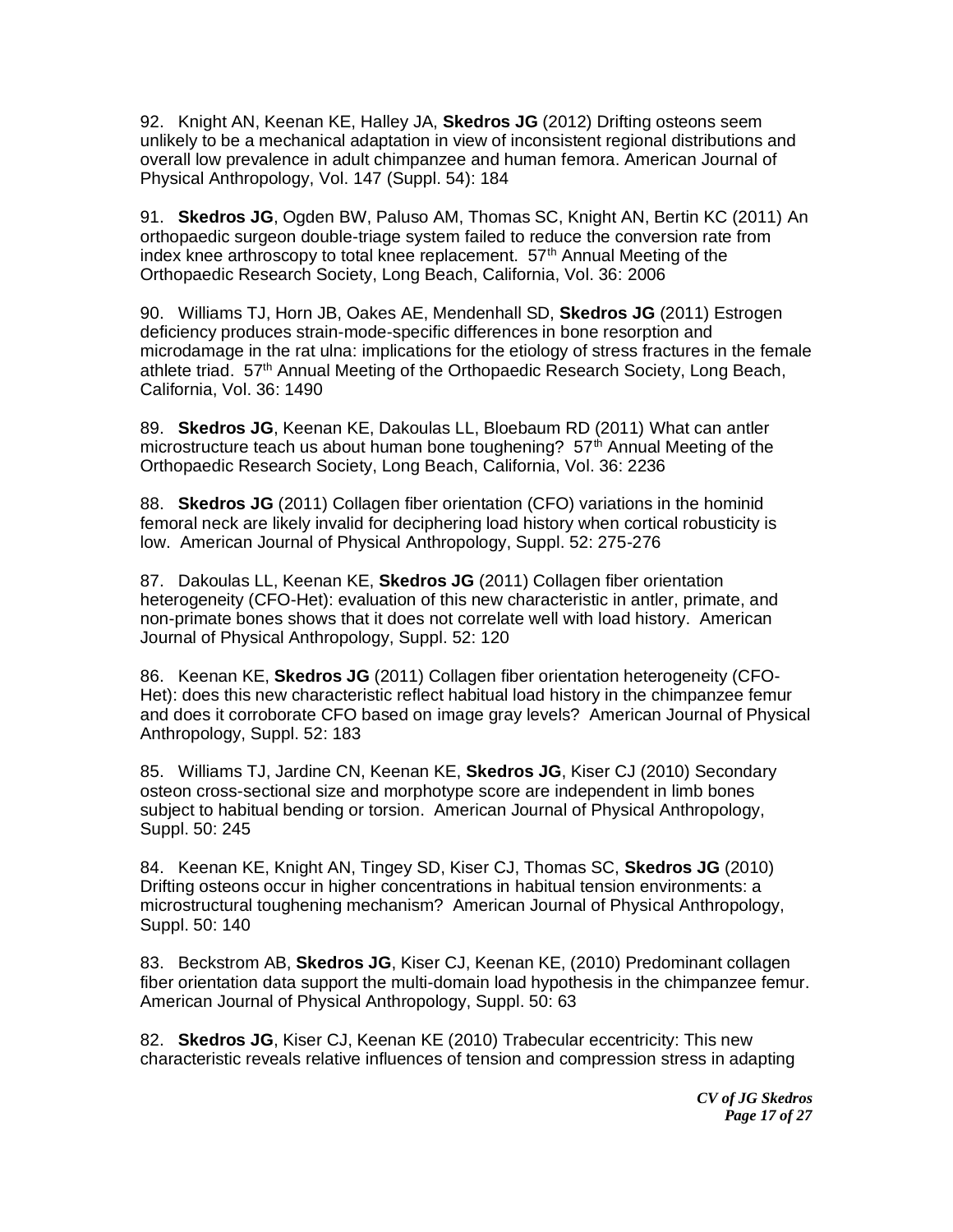92. Knight AN, Keenan KE, Halley JA, **Skedros JG** (2012) Drifting osteons seem unlikely to be a mechanical adaptation in view of inconsistent regional distributions and overall low prevalence in adult chimpanzee and human femora. American Journal of Physical Anthropology, Vol. 147 (Suppl. 54): 184

91. **Skedros JG**, Ogden BW, Paluso AM, Thomas SC, Knight AN, Bertin KC (2011) An orthopaedic surgeon double-triage system failed to reduce the conversion rate from index knee arthroscopy to total knee replacement. 57th Annual Meeting of the Orthopaedic Research Society, Long Beach, California, Vol. 36: 2006

90. Williams TJ, Horn JB, Oakes AE, Mendenhall SD, **Skedros JG** (2011) Estrogen deficiency produces strain-mode-specific differences in bone resorption and microdamage in the rat ulna: implications for the etiology of stress fractures in the female athlete triad. 57th Annual Meeting of the Orthopaedic Research Society, Long Beach, California, Vol. 36: 1490

89. **Skedros JG**, Keenan KE, Dakoulas LL, Bloebaum RD (2011) What can antler microstructure teach us about human bone toughening? 57th Annual Meeting of the Orthopaedic Research Society, Long Beach, California, Vol. 36: 2236

88. **Skedros JG** (2011) Collagen fiber orientation (CFO) variations in the hominid femoral neck are likely invalid for deciphering load history when cortical robusticity is low. American Journal of Physical Anthropology, Suppl. 52: 275-276

87. Dakoulas LL, Keenan KE, **Skedros JG** (2011) Collagen fiber orientation heterogeneity (CFO-Het): evaluation of this new characteristic in antler, primate, and non-primate bones shows that it does not correlate well with load history. American Journal of Physical Anthropology, Suppl. 52: 120

86. Keenan KE, **Skedros JG** (2011) Collagen fiber orientation heterogeneity (CFO-Het): does this new characteristic reflect habitual load history in the chimpanzee femur and does it corroborate CFO based on image gray levels? American Journal of Physical Anthropology, Suppl. 52: 183

85. Williams TJ, Jardine CN, Keenan KE, **Skedros JG**, Kiser CJ (2010) Secondary osteon cross-sectional size and morphotype score are independent in limb bones subject to habitual bending or torsion. American Journal of Physical Anthropology, Suppl. 50: 245

84. Keenan KE, Knight AN, Tingey SD, Kiser CJ, Thomas SC, **Skedros JG** (2010) Drifting osteons occur in higher concentrations in habitual tension environments: a microstructural toughening mechanism? American Journal of Physical Anthropology, Suppl. 50: 140

83. Beckstrom AB, **Skedros JG**, Kiser CJ, Keenan KE, (2010) Predominant collagen fiber orientation data support the multi-domain load hypothesis in the chimpanzee femur. American Journal of Physical Anthropology, Suppl. 50: 63

82. **Skedros JG**, Kiser CJ, Keenan KE (2010) Trabecular eccentricity: This new characteristic reveals relative influences of tension and compression stress in adapting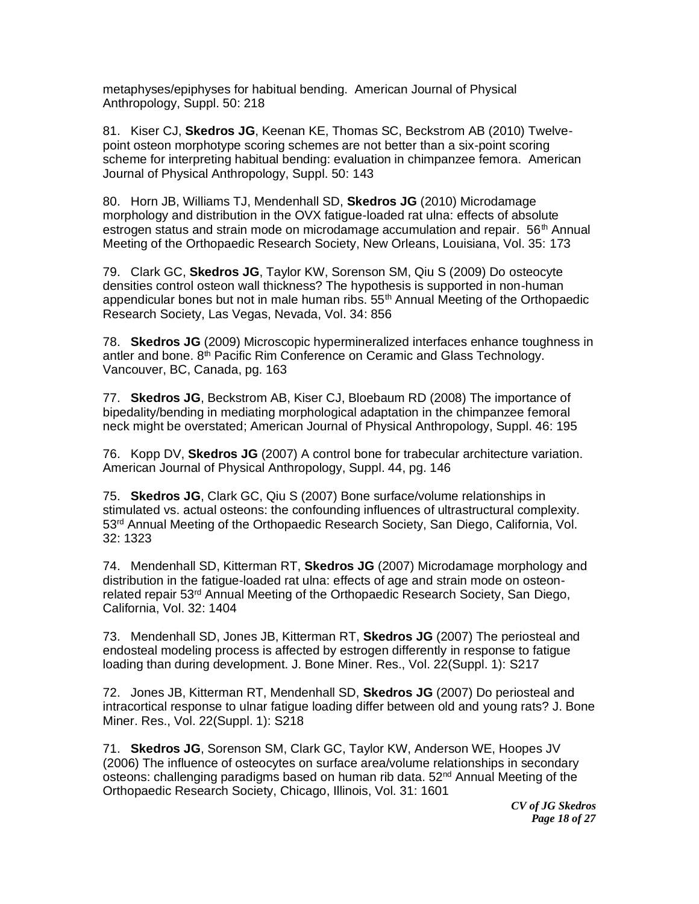metaphyses/epiphyses for habitual bending. American Journal of Physical Anthropology, Suppl. 50: 218

81. Kiser CJ, **Skedros JG**, Keenan KE, Thomas SC, Beckstrom AB (2010) Twelve-point osteon morphotype scoring schemes are not better than a six-point scoring scheme for interpreting habitual bending: evaluation in chimpanzee femora. American Journal of Physical Anthropology, Suppl. 50: 143

80. Horn JB, Williams TJ, Mendenhall SD, **Skedros JG** (2010) Microdamage morphology and distribution in the OVX fatigue-loaded rat ulna: effects of absolute estrogen status and strain mode on microdamage accumulation and repair. 56th Annual Meeting of the Orthopaedic Research Society, New Orleans, Louisiana, Vol. 35: 173

79. Clark GC, **Skedros JG**, Taylor KW, Sorenson SM, Qiu S (2009) Do osteocyte densities control osteon wall thickness? The hypothesis is supported in non-human appendicular bones but not in male human ribs. 55th Annual Meeting of the Orthopaedic Research Society, Las Vegas, Nevada, Vol. 34: 856

78. **Skedros JG** (2009) Microscopic hypermineralized interfaces enhance toughness in antler and bone. 8th Pacific Rim Conference on Ceramic and Glass Technology. Vancouver, BC, Canada, pg. 163

77. **Skedros JG**, Beckstrom AB, Kiser CJ, Bloebaum RD (2008) The importance of bipedality/bending in mediating morphological adaptation in the chimpanzee femoral neck might be overstated; American Journal of Physical Anthropology, Suppl. 46: 195

76. Kopp DV, **Skedros JG** (2007) A control bone for trabecular architecture variation. American Journal of Physical Anthropology, Suppl. 44, pg. 146

75. **Skedros JG**, Clark GC, Qiu S (2007) Bone surface/volume relationships in stimulated vs. actual osteons: the confounding influences of ultrastructural complexity. 53rd Annual Meeting of the Orthopaedic Research Society, San Diego, California, Vol. 32: 1323

74. Mendenhall SD, Kitterman RT, **Skedros JG** (2007) Microdamage morphology and distribution in the fatigue-loaded rat ulna: effects of age and strain mode on osteon-related repair 53rd Annual Meeting of the Orthopaedic Research Society, San Diego, California, Vol. 32: 1404

73. Mendenhall SD, Jones JB, Kitterman RT, **Skedros JG** (2007) The periosteal and endosteal modeling process is affected by estrogen differently in response to fatigue loading than during development. J. Bone Miner. Res., Vol. 22(Suppl. 1): S217

72. Jones JB, Kitterman RT, Mendenhall SD, **Skedros JG** (2007) Do periosteal and intracortical response to ulnar fatigue loading differ between old and young rats? J. Bone Miner. Res., Vol. 22(Suppl. 1): S218

71. **Skedros JG**, Sorenson SM, Clark GC, Taylor KW, Anderson WE, Hoopes JV (2006) The influence of osteocytes on surface area/volume relationships in secondary osteons: challenging paradigms based on human rib data. 52nd Annual Meeting of the Orthopaedic Research Society, Chicago, Illinois, Vol. 31: 1601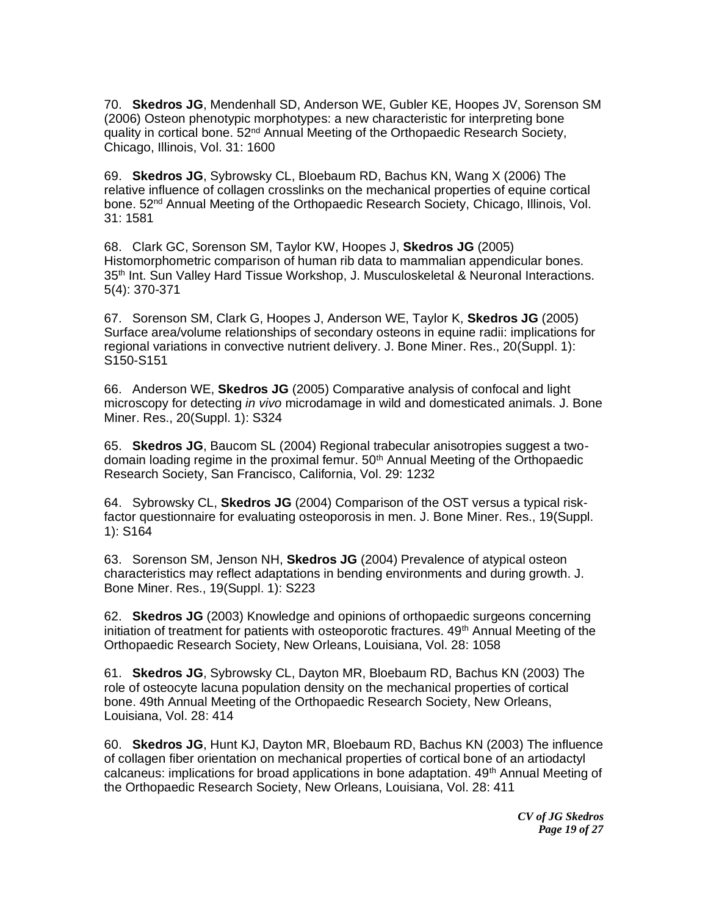70. **Skedros JG**, Mendenhall SD, Anderson WE, Gubler KE, Hoopes JV, Sorenson SM (2006) Osteon phenotypic morphotypes: a new characteristic for interpreting bone quality in cortical bone. 52nd Annual Meeting of the Orthopaedic Research Society, Chicago, Illinois, Vol. 31: 1600

69. **Skedros JG**, Sybrowsky CL, Bloebaum RD, Bachus KN, Wang X (2006) The relative influence of collagen crosslinks on the mechanical properties of equine cortical bone. 52nd Annual Meeting of the Orthopaedic Research Society, Chicago, Illinois, Vol. 31: 1581

68. Clark GC, Sorenson SM, Taylor KW, Hoopes J, **Skedros JG** (2005) Histomorphometric comparison of human rib data to mammalian appendicular bones. 35th Int. Sun Valley Hard Tissue Workshop, J. Musculoskeletal & Neuronal Interactions. 5(4): 370-371

67. Sorenson SM, Clark G, Hoopes J, Anderson WE, Taylor K, **Skedros JG** (2005) Surface area/volume relationships of secondary osteons in equine radii: implications for regional variations in convective nutrient delivery. J. Bone Miner. Res., 20(Suppl. 1): S150-S151

66. Anderson WE, **Skedros JG** (2005) Comparative analysis of confocal and light microscopy for detecting *in vivo* microdamage in wild and domesticated animals. J. Bone Miner. Res., 20(Suppl. 1): S324

65. **Skedros JG**, Baucom SL (2004) Regional trabecular anisotropies suggest a two-domain loading regime in the proximal femur. 50th Annual Meeting of the Orthopaedic Research Society, San Francisco, California, Vol. 29: 1232

64. Sybrowsky CL, **Skedros JG** (2004) Comparison of the OST versus a typical risk-factor questionnaire for evaluating osteoporosis in men. J. Bone Miner. Res., 19(Suppl. 1): S164

63. Sorenson SM, Jenson NH, **Skedros JG** (2004) Prevalence of atypical osteon characteristics may reflect adaptations in bending environments and during growth. J. Bone Miner. Res., 19(Suppl. 1): S223

62. **Skedros JG** (2003) Knowledge and opinions of orthopaedic surgeons concerning initiation of treatment for patients with osteoporotic fractures. 49th Annual Meeting of the Orthopaedic Research Society, New Orleans, Louisiana, Vol. 28: 1058

61. **Skedros JG**, Sybrowsky CL, Dayton MR, Bloebaum RD, Bachus KN (2003) The role of osteocyte lacuna population density on the mechanical properties of cortical bone. 49th Annual Meeting of the Orthopaedic Research Society, New Orleans, Louisiana, Vol. 28: 414

60. **Skedros JG**, Hunt KJ, Dayton MR, Bloebaum RD, Bachus KN (2003) The influence of collagen fiber orientation on mechanical properties of cortical bone of an artiodactyl calcaneus: implications for broad applications in bone adaptation. 49th Annual Meeting of the Orthopaedic Research Society, New Orleans, Louisiana, Vol. 28: 411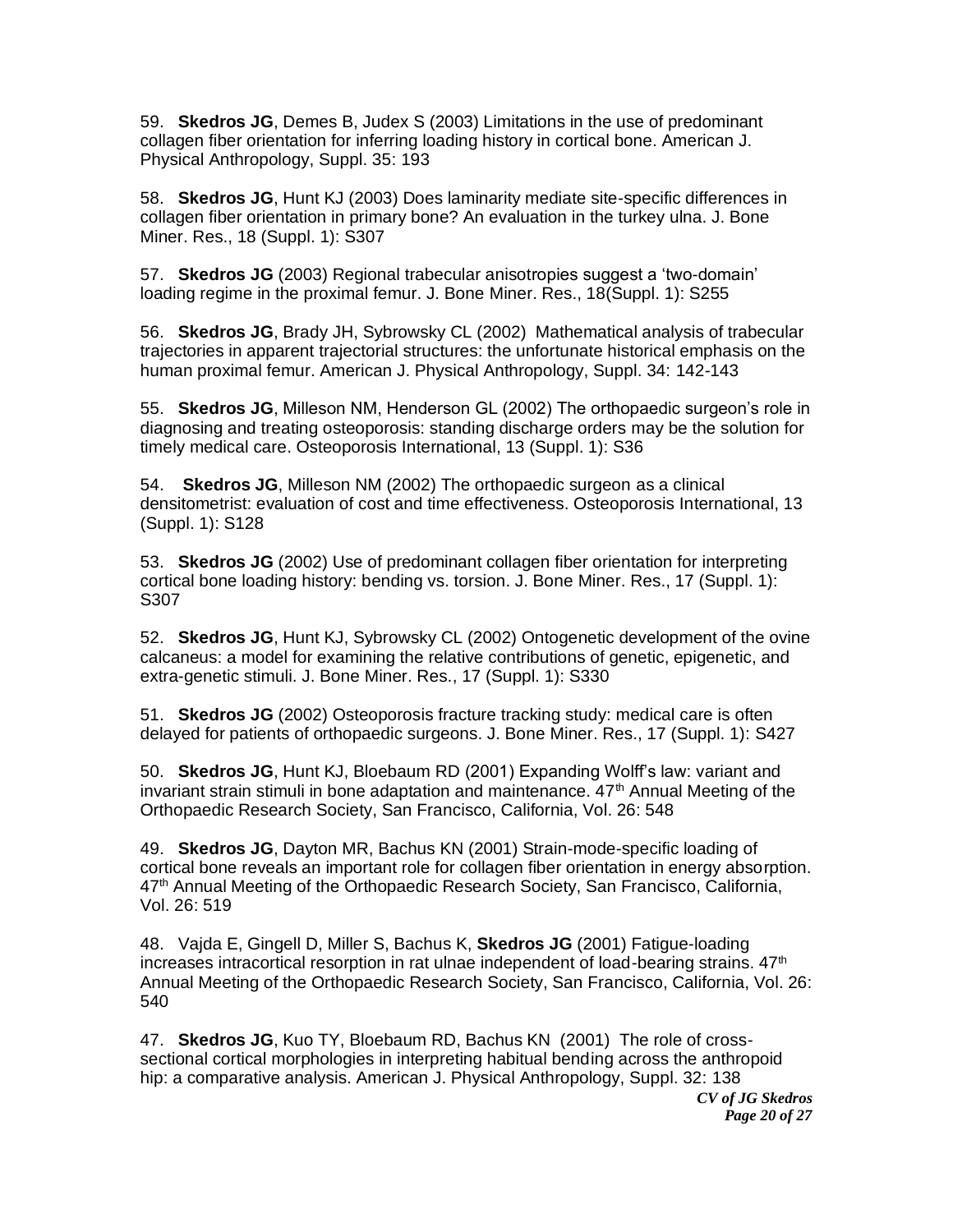59. **Skedros JG**, Demes B, Judex S (2003) Limitations in the use of predominant collagen fiber orientation for inferring loading history in cortical bone. American J. Physical Anthropology, Suppl. 35: 193

58. **Skedros JG**, Hunt KJ (2003) Does laminarity mediate site-specific differences in collagen fiber orientation in primary bone? An evaluation in the turkey ulna. J. Bone Miner. Res., 18 (Suppl. 1): S307

57. **Skedros JG** (2003) Regional trabecular anisotropies suggest a 'two-domain' loading regime in the proximal femur. J. Bone Miner. Res., 18(Suppl. 1): S255

56. **Skedros JG**, Brady JH, Sybrowsky CL (2002) Mathematical analysis of trabecular trajectories in apparent trajectorial structures: the unfortunate historical emphasis on the human proximal femur. American J. Physical Anthropology, Suppl. 34: 142-143

55. **Skedros JG**, Milleson NM, Henderson GL (2002) The orthopaedic surgeon's role in diagnosing and treating osteoporosis: standing discharge orders may be the solution for timely medical care. Osteoporosis International, 13 (Suppl. 1): S36

54. **Skedros JG**, Milleson NM (2002) The orthopaedic surgeon as a clinical densitometrist: evaluation of cost and time effectiveness. Osteoporosis International, 13 (Suppl. 1): S128

53. **Skedros JG** (2002) Use of predominant collagen fiber orientation for interpreting cortical bone loading history: bending vs. torsion. J. Bone Miner. Res., 17 (Suppl. 1): S307

52. **Skedros JG**, Hunt KJ, Sybrowsky CL (2002) Ontogenetic development of the ovine calcaneus: a model for examining the relative contributions of genetic, epigenetic, and extra-genetic stimuli. J. Bone Miner. Res., 17 (Suppl. 1): S330

51. **Skedros JG** (2002) Osteoporosis fracture tracking study: medical care is often delayed for patients of orthopaedic surgeons. J. Bone Miner. Res., 17 (Suppl. 1): S427

50. **Skedros JG**, Hunt KJ, Bloebaum RD (2001) Expanding Wolff's law: variant and invariant strain stimuli in bone adaptation and maintenance. 47th Annual Meeting of the Orthopaedic Research Society, San Francisco, California, Vol. 26: 548

49. **Skedros JG**, Dayton MR, Bachus KN (2001) Strain-mode-specific loading of cortical bone reveals an important role for collagen fiber orientation in energy absorption. 47th Annual Meeting of the Orthopaedic Research Society, San Francisco, California, Vol. 26: 519

48. Vajda E, Gingell D, Miller S, Bachus K, **Skedros JG** (2001) Fatigue-loading increases intracortical resorption in rat ulnae independent of load-bearing strains. 47th Annual Meeting of the Orthopaedic Research Society, San Francisco, California, Vol. 26: 540

47. **Skedros JG**, Kuo TY, Bloebaum RD, Bachus KN (2001) The role of cross-sectional cortical morphologies in interpreting habitual bending across the anthropoid hip: a comparative analysis. American J. Physical Anthropology, Suppl. 32: 138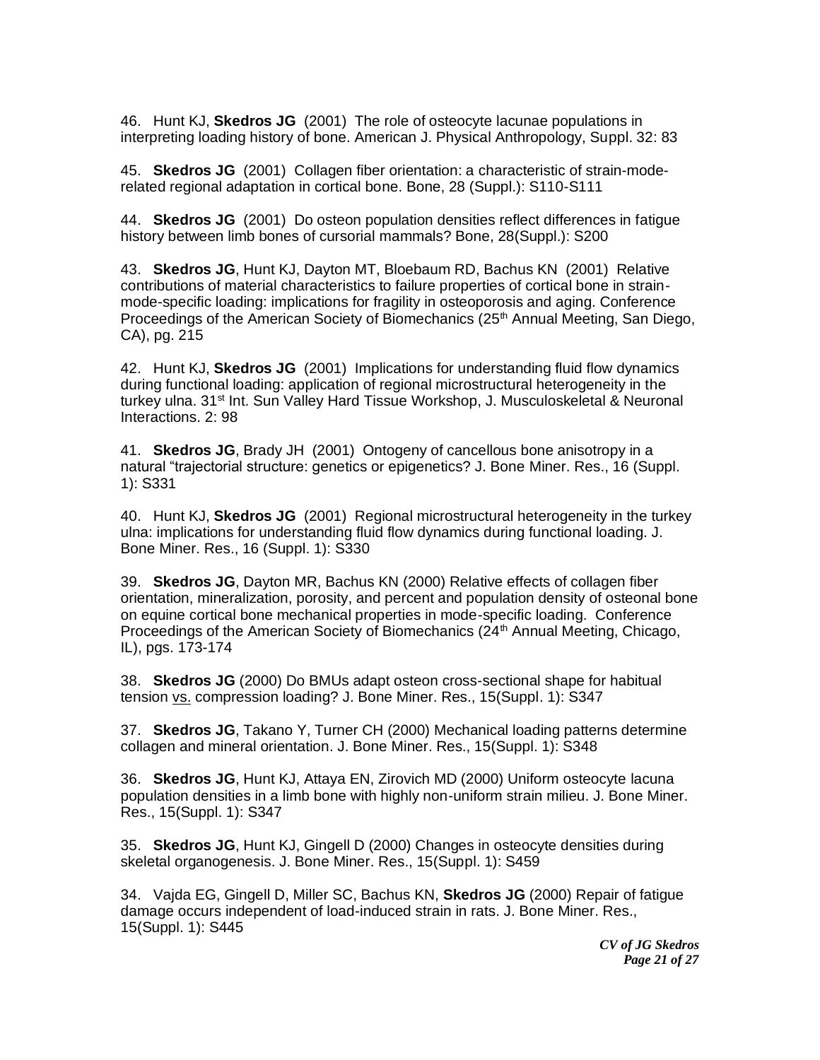46. Hunt KJ, **Skedros JG** (2001) The role of osteocyte lacunae populations in interpreting loading history of bone. American J. Physical Anthropology, Suppl. 32: 83

45. **Skedros JG** (2001) Collagen fiber orientation: a characteristic of strain-mode-related regional adaptation in cortical bone. Bone, 28 (Suppl.): S110-S111

44. **Skedros JG** (2001) Do osteon population densities reflect differences in fatigue history between limb bones of cursorial mammals? Bone, 28(Suppl.): S200

43. **Skedros JG**, Hunt KJ, Dayton MT, Bloebaum RD, Bachus KN (2001) Relative contributions of material characteristics to failure properties of cortical bone in strain-mode-specific loading: implications for fragility in osteoporosis and aging. Conference Proceedings of the American Society of Biomechanics (25th Annual Meeting, San Diego, CA), pg. 215

42. Hunt KJ, **Skedros JG** (2001) Implications for understanding fluid flow dynamics during functional loading: application of regional microstructural heterogeneity in the turkey ulna. 31st Int. Sun Valley Hard Tissue Workshop, J. Musculoskeletal & Neuronal Interactions. 2: 98

41. **Skedros JG**, Brady JH (2001) Ontogeny of cancellous bone anisotropy in a natural "trajectorial structure: genetics or epigenetics? J. Bone Miner. Res., 16 (Suppl. 1): S331

40. Hunt KJ, **Skedros JG** (2001) Regional microstructural heterogeneity in the turkey ulna: implications for understanding fluid flow dynamics during functional loading. J. Bone Miner. Res., 16 (Suppl. 1): S330

39. **Skedros JG**, Dayton MR, Bachus KN (2000) Relative effects of collagen fiber orientation, mineralization, porosity, and percent and population density of osteonal bone on equine cortical bone mechanical properties in mode-specific loading. Conference Proceedings of the American Society of Biomechanics (24th Annual Meeting, Chicago, IL), pgs. 173-174

38. **Skedros JG** (2000) Do BMUs adapt osteon cross-sectional shape for habitual tension vs. compression loading? J. Bone Miner. Res., 15(Suppl. 1): S347

37. **Skedros JG**, Takano Y, Turner CH (2000) Mechanical loading patterns determine collagen and mineral orientation. J. Bone Miner. Res., 15(Suppl. 1): S348

36. **Skedros JG**, Hunt KJ, Attaya EN, Zirovich MD (2000) Uniform osteocyte lacuna population densities in a limb bone with highly non-uniform strain milieu. J. Bone Miner. Res., 15(Suppl. 1): S347

35. **Skedros JG**, Hunt KJ, Gingell D (2000) Changes in osteocyte densities during skeletal organogenesis. J. Bone Miner. Res., 15(Suppl. 1): S459

34. Vajda EG, Gingell D, Miller SC, Bachus KN, **Skedros JG** (2000) Repair of fatigue damage occurs independent of load-induced strain in rats. J. Bone Miner. Res., 15(Suppl. 1): S445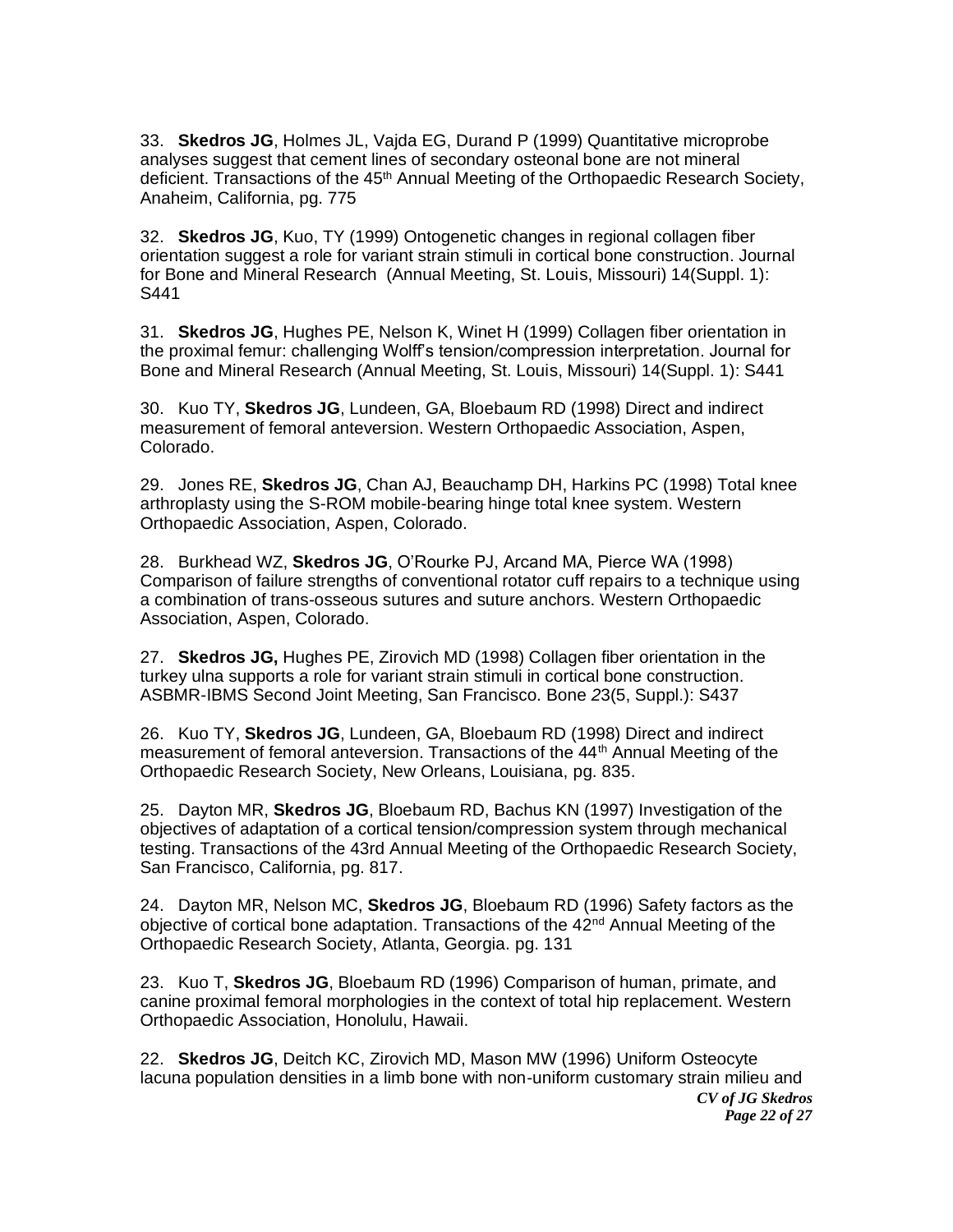33. **Skedros JG**, Holmes JL, Vajda EG, Durand P (1999) Quantitative microprobe analyses suggest that cement lines of secondary osteonal bone are not mineral deficient. Transactions of the 45th Annual Meeting of the Orthopaedic Research Society, Anaheim, California, pg. 775

32. **Skedros JG**, Kuo, TY (1999) Ontogenetic changes in regional collagen fiber orientation suggest a role for variant strain stimuli in cortical bone construction. Journal for Bone and Mineral Research (Annual Meeting, St. Louis, Missouri) 14(Suppl. 1): S441

31. **Skedros JG**, Hughes PE, Nelson K, Winet H (1999) Collagen fiber orientation in the proximal femur: challenging Wolff's tension/compression interpretation. Journal for Bone and Mineral Research (Annual Meeting, St. Louis, Missouri) 14(Suppl. 1): S441

30. Kuo TY, **Skedros JG**, Lundeen, GA, Bloebaum RD (1998) Direct and indirect measurement of femoral anteversion. Western Orthopaedic Association, Aspen, Colorado.

29. Jones RE, **Skedros JG**, Chan AJ, Beauchamp DH, Harkins PC (1998) Total knee arthroplasty using the S-ROM mobile-bearing hinge total knee system. Western Orthopaedic Association, Aspen, Colorado.

28. Burkhead WZ, **Skedros JG**, O'Rourke PJ, Arcand MA, Pierce WA (1998) Comparison of failure strengths of conventional rotator cuff repairs to a technique using a combination of trans-osseous sutures and suture anchors. Western Orthopaedic Association, Aspen, Colorado.

27. **Skedros JG,** Hughes PE, Zirovich MD (1998) Collagen fiber orientation in the turkey ulna supports a role for variant strain stimuli in cortical bone construction. ASBMR-IBMS Second Joint Meeting, San Francisco. Bone *2*3(5, Suppl.): S437

26. Kuo TY, **Skedros JG**, Lundeen, GA, Bloebaum RD (1998) Direct and indirect measurement of femoral anteversion. Transactions of the 44th Annual Meeting of the Orthopaedic Research Society, New Orleans, Louisiana, pg. 835.

25. Dayton MR, **Skedros JG**, Bloebaum RD, Bachus KN (1997) Investigation of the objectives of adaptation of a cortical tension/compression system through mechanical testing. Transactions of the 43rd Annual Meeting of the Orthopaedic Research Society, San Francisco, California, pg. 817.

24. Dayton MR, Nelson MC, **Skedros JG**, Bloebaum RD (1996) Safety factors as the objective of cortical bone adaptation. Transactions of the 42nd Annual Meeting of the Orthopaedic Research Society, Atlanta, Georgia. pg. 131

23. Kuo T, **Skedros JG**, Bloebaum RD (1996) Comparison of human, primate, and canine proximal femoral morphologies in the context of total hip replacement. Western Orthopaedic Association, Honolulu, Hawaii.

22. **Skedros JG**, Deitch KC, Zirovich MD, Mason MW (1996) Uniform Osteocyte lacuna population densities in a limb bone with non-uniform customary strain milieu and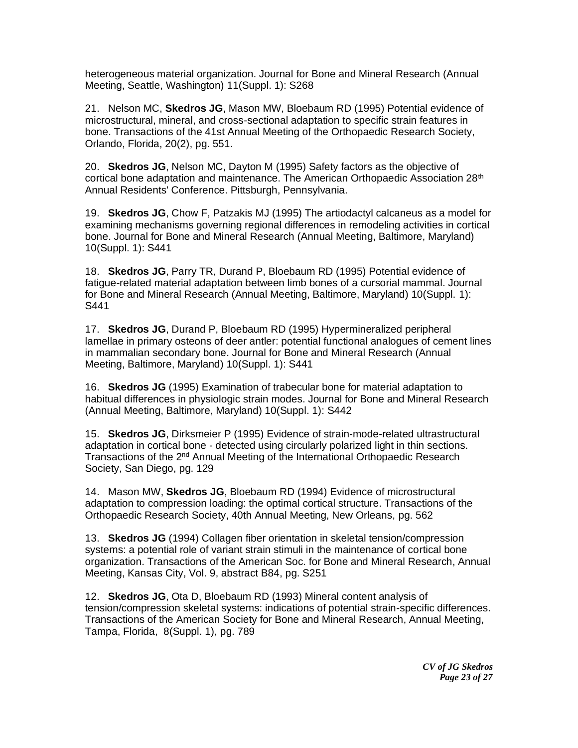heterogeneous material organization. Journal for Bone and Mineral Research (Annual Meeting, Seattle, Washington) 11(Suppl. 1): S268

21. Nelson MC, **Skedros JG**, Mason MW, Bloebaum RD (1995) Potential evidence of microstructural, mineral, and cross-sectional adaptation to specific strain features in bone. Transactions of the 41st Annual Meeting of the Orthopaedic Research Society, Orlando, Florida, 20(2), pg. 551.

20. **Skedros JG**, Nelson MC, Dayton M (1995) Safety factors as the objective of cortical bone adaptation and maintenance. The American Orthopaedic Association 28th Annual Residents' Conference. Pittsburgh, Pennsylvania.

19. **Skedros JG**, Chow F, Patzakis MJ (1995) The artiodactyl calcaneus as a model for examining mechanisms governing regional differences in remodeling activities in cortical bone. Journal for Bone and Mineral Research (Annual Meeting, Baltimore, Maryland) 10(Suppl. 1): S441

18. **Skedros JG**, Parry TR, Durand P, Bloebaum RD (1995) Potential evidence of fatigue-related material adaptation between limb bones of a cursorial mammal. Journal for Bone and Mineral Research (Annual Meeting, Baltimore, Maryland) 10(Suppl. 1): S441

17. **Skedros JG**, Durand P, Bloebaum RD (1995) Hypermineralized peripheral lamellae in primary osteons of deer antler: potential functional analogues of cement lines in mammalian secondary bone. Journal for Bone and Mineral Research (Annual Meeting, Baltimore, Maryland) 10(Suppl. 1): S441

16. **Skedros JG** (1995) Examination of trabecular bone for material adaptation to habitual differences in physiologic strain modes. Journal for Bone and Mineral Research (Annual Meeting, Baltimore, Maryland) 10(Suppl. 1): S442

15. **Skedros JG**, Dirksmeier P (1995) Evidence of strain-mode-related ultrastructural adaptation in cortical bone - detected using circularly polarized light in thin sections. Transactions of the 2nd Annual Meeting of the International Orthopaedic Research Society, San Diego, pg. 129

14. Mason MW, **Skedros JG**, Bloebaum RD (1994) Evidence of microstructural adaptation to compression loading: the optimal cortical structure. Transactions of the Orthopaedic Research Society, 40th Annual Meeting, New Orleans, pg. 562

13. **Skedros JG** (1994) Collagen fiber orientation in skeletal tension/compression systems: a potential role of variant strain stimuli in the maintenance of cortical bone organization. Transactions of the American Soc. for Bone and Mineral Research, Annual Meeting, Kansas City, Vol. 9, abstract B84, pg. S251

12. **Skedros JG**, Ota D, Bloebaum RD (1993) Mineral content analysis of tension/compression skeletal systems: indications of potential strain-specific differences. Transactions of the American Society for Bone and Mineral Research, Annual Meeting, Tampa, Florida, 8(Suppl. 1), pg. 789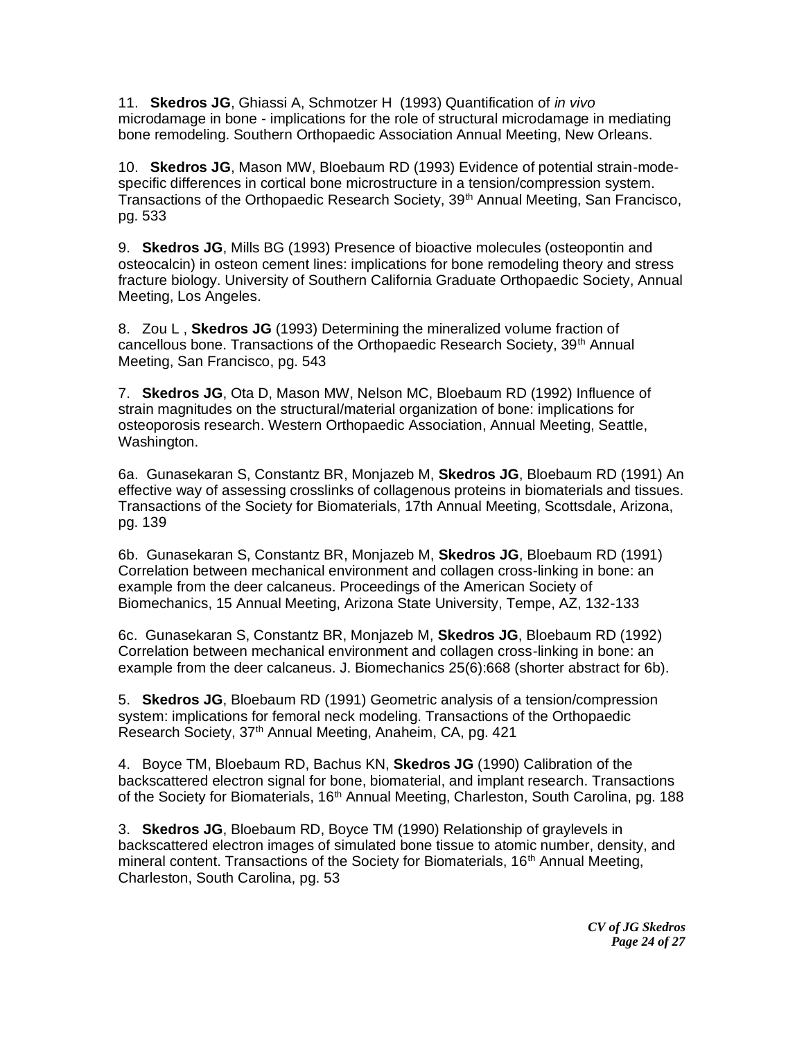11. **Skedros JG**, Ghiassi A, Schmotzer H (1993) Quantification of *in vivo* microdamage in bone - implications for the role of structural microdamage in mediating bone remodeling. Southern Orthopaedic Association Annual Meeting, New Orleans.

10. **Skedros JG**, Mason MW, Bloebaum RD (1993) Evidence of potential strain-mode-specific differences in cortical bone microstructure in a tension/compression system. Transactions of the Orthopaedic Research Society, 39th Annual Meeting, San Francisco, pg. 533

9. **Skedros JG**, Mills BG (1993) Presence of bioactive molecules (osteopontin and osteocalcin) in osteon cement lines: implications for bone remodeling theory and stress fracture biology. University of Southern California Graduate Orthopaedic Society, Annual Meeting, Los Angeles.

8. Zou L , **Skedros JG** (1993) Determining the mineralized volume fraction of cancellous bone. Transactions of the Orthopaedic Research Society, 39th Annual Meeting, San Francisco, pg. 543

7. **Skedros JG**, Ota D, Mason MW, Nelson MC, Bloebaum RD (1992) Influence of strain magnitudes on the structural/material organization of bone: implications for osteoporosis research. Western Orthopaedic Association, Annual Meeting, Seattle, Washington.

6a. Gunasekaran S, Constantz BR, Monjazeb M, **Skedros JG**, Bloebaum RD (1991) An effective way of assessing crosslinks of collagenous proteins in biomaterials and tissues. Transactions of the Society for Biomaterials, 17th Annual Meeting, Scottsdale, Arizona, pg. 139

6b. Gunasekaran S, Constantz BR, Monjazeb M, **Skedros JG**, Bloebaum RD (1991) Correlation between mechanical environment and collagen cross-linking in bone: an example from the deer calcaneus. Proceedings of the American Society of Biomechanics, 15 Annual Meeting, Arizona State University, Tempe, AZ, 132-133

6c. Gunasekaran S, Constantz BR, Monjazeb M, **Skedros JG**, Bloebaum RD (1992) Correlation between mechanical environment and collagen cross-linking in bone: an example from the deer calcaneus. J. Biomechanics 25(6):668 (shorter abstract for 6b).

5. **Skedros JG**, Bloebaum RD (1991) Geometric analysis of a tension/compression system: implications for femoral neck modeling. Transactions of the Orthopaedic Research Society, 37th Annual Meeting, Anaheim, CA, pg. 421

4. Boyce TM, Bloebaum RD, Bachus KN, **Skedros JG** (1990) Calibration of the backscattered electron signal for bone, biomaterial, and implant research. Transactions of the Society for Biomaterials, 16th Annual Meeting, Charleston, South Carolina, pg. 188

3. **Skedros JG**, Bloebaum RD, Boyce TM (1990) Relationship of graylevels in backscattered electron images of simulated bone tissue to atomic number, density, and mineral content. Transactions of the Society for Biomaterials, 16th Annual Meeting, Charleston, South Carolina, pg. 53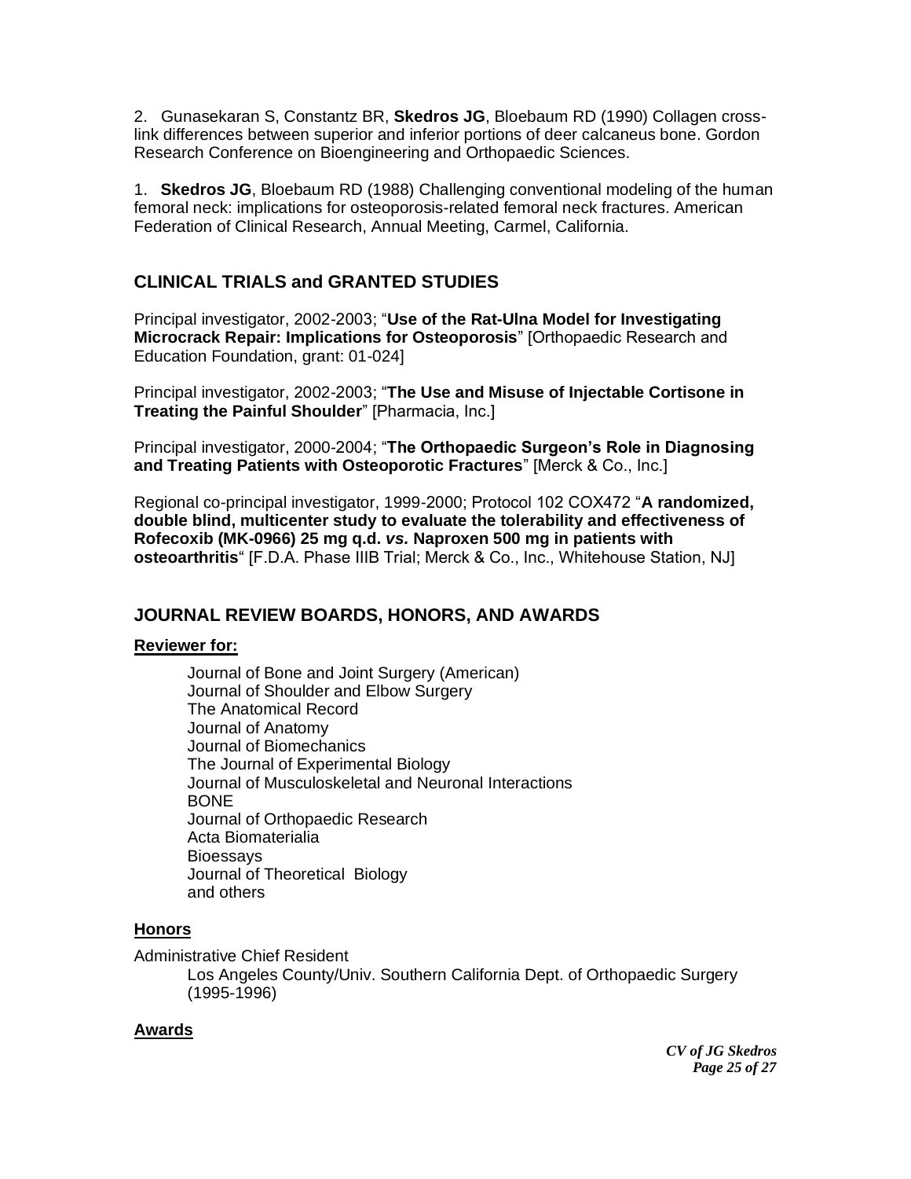2. Gunasekaran S, Constantz BR, **Skedros JG**, Bloebaum RD (1990) Collagen cross-link differences between superior and inferior portions of deer calcaneus bone. Gordon Research Conference on Bioengineering and Orthopaedic Sciences.

1. **Skedros JG**, Bloebaum RD (1988) Challenging conventional modeling of the human femoral neck: implications for osteoporosis-related femoral neck fractures. American Federation of Clinical Research, Annual Meeting, Carmel, California.

## CLINICAL TRIALS and GRANTED STUDIES

Principal investigator, 2002-2003; "**Use of the Rat-Ulna Model for Investigating Microcrack Repair: Implications for Osteoporosis**" [Orthopaedic Research and Education Foundation, grant: 01-024]

Principal investigator, 2002-2003; "**The Use and Misuse of Injectable Cortisone in Treating the Painful Shoulder**" [Pharmacia, Inc.]

Principal investigator, 2000-2004; "**The Orthopaedic Surgeon's Role in Diagnosing and Treating Patients with Osteoporotic Fractures**" [Merck & Co., Inc.]

Regional co-principal investigator, 1999-2000; Protocol 102 COX472 "**A randomized, double blind, multicenter study to evaluate the tolerability and effectiveness of Rofecoxib (MK-0966) 25 mg q.d. *vs.* Naproxen 500 mg in patients with osteoarthritis**" [F.D.A. Phase IIIB Trial; Merck & Co., Inc., Whitehouse Station, NJ]

## JOURNAL REVIEW BOARDS, HONORS, AND AWARDS

**Reviewer for:**

Journal of Bone and Joint Surgery (American)
Journal of Shoulder and Elbow Surgery
The Anatomical Record
Journal of Anatomy
Journal of Biomechanics
The Journal of Experimental Biology
Journal of Musculoskeletal and Neuronal Interactions
BONE
Journal of Orthopaedic Research
Acta Biomaterialia
Bioessays
Journal of Theoretical Biology
and others

**Honors**

Administrative Chief Resident
Los Angeles County/Univ. Southern California Dept. of Orthopaedic Surgery (1995-1996)

**Awards**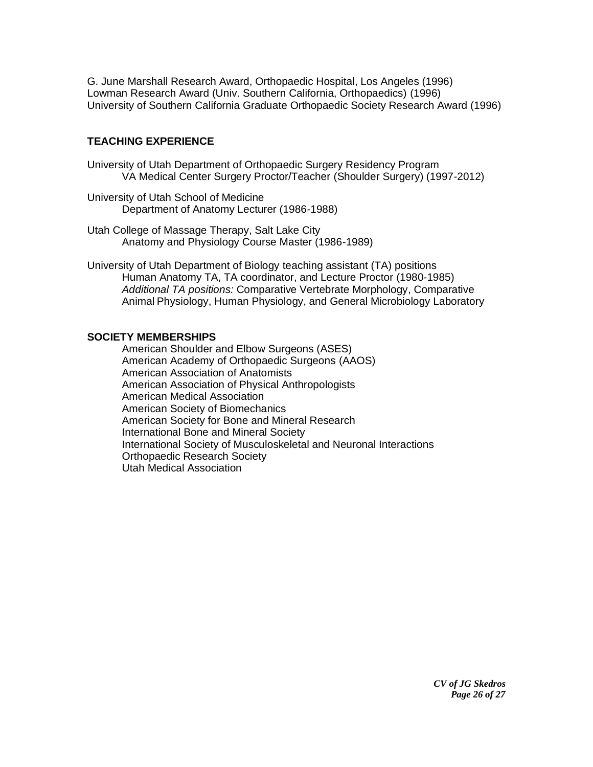G. June Marshall Research Award, Orthopaedic Hospital, Los Angeles (1996)
Lowman Research Award (Univ. Southern California, Orthopaedics) (1996)
University of Southern California Graduate Orthopaedic Society Research Award (1996)

## TEACHING EXPERIENCE

University of Utah Department of Orthopaedic Surgery Residency Program
  VA Medical Center Surgery Proctor/Teacher (Shoulder Surgery) (1997-2012)

University of Utah School of Medicine
  Department of Anatomy Lecturer (1986-1988)

Utah College of Massage Therapy, Salt Lake City
  Anatomy and Physiology Course Master (1986-1989)

University of Utah Department of Biology teaching assistant (TA) positions
  Human Anatomy TA, TA coordinator, and Lecture Proctor (1980-1985)
  *Additional TA positions:* Comparative Vertebrate Morphology, Comparative Animal Physiology, Human Physiology, and General Microbiology Laboratory

## SOCIETY MEMBERSHIPS

American Shoulder and Elbow Surgeons (ASES)
American Academy of Orthopaedic Surgeons (AAOS)
American Association of Anatomists
American Association of Physical Anthropologists
American Medical Association
American Society of Biomechanics
American Society for Bone and Mineral Research
International Bone and Mineral Society
International Society of Musculoskeletal and Neuronal Interactions
Orthopaedic Research Society
Utah Medical Association